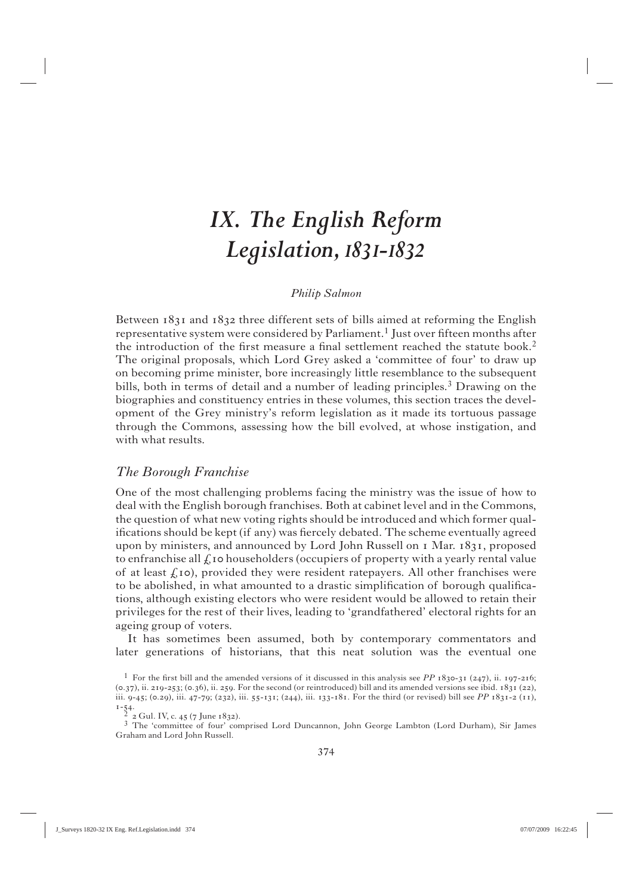# *IX. The English Reform Legislation, 1831-1832*

*Philip Salmon*

Between 1831 and 1832 three different sets of bills aimed at reforming the English representative system were considered by Parliament.[1] Just over fifteen months after the introduction of the first measure a final settlement reached the statute book.[2] The original proposals, which Lord Grey asked a 'committee of four' to draw up on becoming prime minister, bore increasingly little resemblance to the subsequent bills, both in terms of detail and a number of leading principles.[3] Drawing on the biographies and constituency entries in these volumes, this section traces the development of the Grey ministry's reform legislation as it made its tortuous passage through the Commons, assessing how the bill evolved, at whose instigation, and with what results.

## *The Borough Franchise*

One of the most challenging problems facing the ministry was the issue of how to deal with the English borough franchises. Both at cabinet level and in the Commons, the question of what new voting rights should be introduced and which former qualifications should be kept (if any) was fiercely debated. The scheme eventually agreed upon by ministers, and announced by Lord John Russell on 1 Mar. 1831, proposed to enfranchise all £10 householders (occupiers of property with a yearly rental value of at least £10), provided they were resident ratepayers. All other franchises were to be abolished, in what amounted to a drastic simplification of borough qualifications, although existing electors who were resident would be allowed to retain their privileges for the rest of their lives, leading to 'grandfathered' electoral rights for an ageing group of voters.

It has sometimes been assumed, both by contemporary commentators and later generations of historians, that this neat solution was the eventual one

---

[1] For the first bill and the amended versions of it discussed in this analysis see *PP* 1830-31 (247), ii. 197-216; (0.37), ii. 219-253; (0.36), ii. 259. For the second (or reintroduced) bill and its amended versions see ibid. 1831 (22), iii. 9-45; (0.29), iii. 47-79; (232), iii. 55-131; (244), iii. 133-181. For the third (or revised) bill see *PP* 1831-2 (11), 1-54.

[2] 2 Gul. IV, c. 45 (7 June 1832).

[3] The 'committee of four' comprised Lord Duncannon, John George Lambton (Lord Durham), Sir James Graham and Lord John Russell.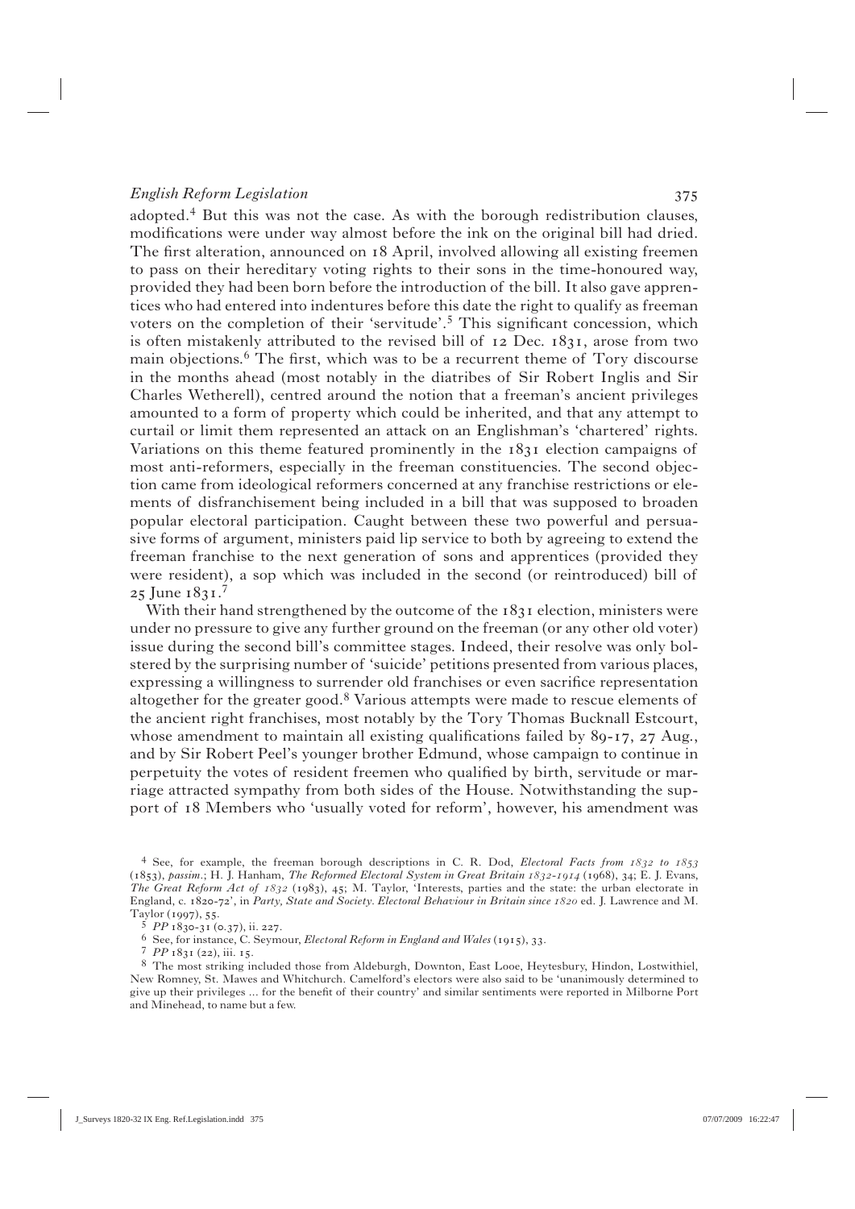adopted.[4] But this was not the case. As with the borough redistribution clauses, modifications were under way almost before the ink on the original bill had dried. The first alteration, announced on 18 April, involved allowing all existing freemen to pass on their hereditary voting rights to their sons in the time-honoured way, provided they had been born before the introduction of the bill. It also gave apprentices who had entered into indentures before this date the right to qualify as freeman voters on the completion of their 'servitude'.[5] This significant concession, which is often mistakenly attributed to the revised bill of 12 Dec. 1831, arose from two main objections.[6] The first, which was to be a recurrent theme of Tory discourse in the months ahead (most notably in the diatribes of Sir Robert Inglis and Sir Charles Wetherell), centred around the notion that a freeman's ancient privileges amounted to a form of property which could be inherited, and that any attempt to curtail or limit them represented an attack on an Englishman's 'chartered' rights. Variations on this theme featured prominently in the 1831 election campaigns of most anti-reformers, especially in the freeman constituencies. The second objection came from ideological reformers concerned at any franchise restrictions or elements of disfranchisement being included in a bill that was supposed to broaden popular electoral participation. Caught between these two powerful and persuasive forms of argument, ministers paid lip service to both by agreeing to extend the freeman franchise to the next generation of sons and apprentices (provided they were resident), a sop which was included in the second (or reintroduced) bill of 25 June 1831.[7]

With their hand strengthened by the outcome of the 1831 election, ministers were under no pressure to give any further ground on the freeman (or any other old voter) issue during the second bill's committee stages. Indeed, their resolve was only bolstered by the surprising number of 'suicide' petitions presented from various places, expressing a willingness to surrender old franchises or even sacrifice representation altogether for the greater good.[8] Various attempts were made to rescue elements of the ancient right franchises, most notably by the Tory Thomas Bucknall Estcourt, whose amendment to maintain all existing qualifications failed by 89-17, 27 Aug., and by Sir Robert Peel's younger brother Edmund, whose campaign to continue in perpetuity the votes of resident freemen who qualified by birth, servitude or marriage attracted sympathy from both sides of the House. Notwithstanding the support of 18 Members who 'usually voted for reform', however, his amendment was

---

[4] See, for example, the freeman borough descriptions in C. R. Dod, *Electoral Facts from 1832 to 1853* (1853), *passim*.; H. J. Hanham, *The Reformed Electoral System in Great Britain 1832-1914* (1968), 34; E. J. Evans, *The Great Reform Act of 1832* (1983), 45; M. Taylor, 'Interests, parties and the state: the urban electorate in England, c. 1820-72', in *Party, State and Society. Electoral Behaviour in Britain since 1820* ed. J. Lawrence and M. Taylor (1997), 55.

[5] *PP* 1830-31 (0.37), ii. 227.

[6] See, for instance, C. Seymour, *Electoral Reform in England and Wales* (1915), 33.

[7] *PP* 1831 (22), iii. 15.

[8] The most striking included those from Aldeburgh, Downton, East Looe, Heytesbury, Hindon, Lostwithiel, New Romney, St. Mawes and Whitchurch. Camelford's electors were also said to be 'unanimously determined to give up their privileges ... for the benefit of their country' and similar sentiments were reported in Milborne Port and Minehead, to name but a few.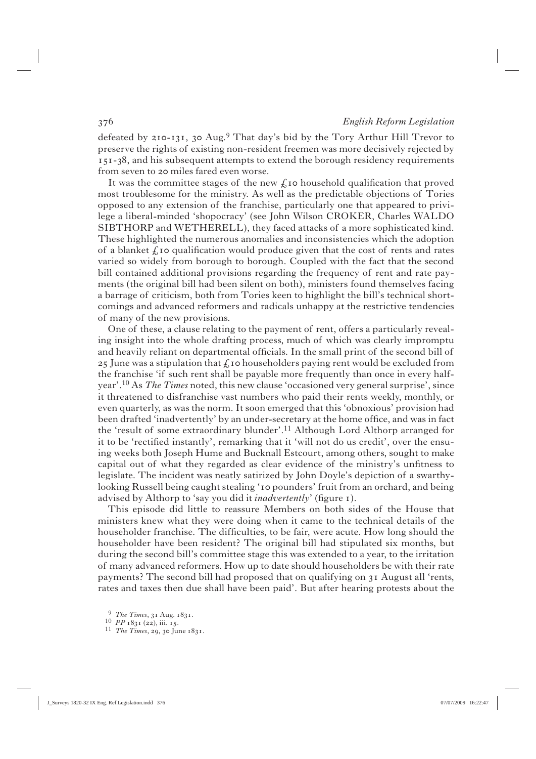defeated by 210-131, 30 Aug.[9] That day's bid by the Tory Arthur Hill Trevor to preserve the rights of existing non-resident freemen was more decisively rejected by 151-38, and his subsequent attempts to extend the borough residency requirements from seven to 20 miles fared even worse.

It was the committee stages of the new £10 household qualification that proved most troublesome for the ministry. As well as the predictable objections of Tories opposed to any extension of the franchise, particularly one that appeared to privilege a liberal-minded 'shopocracy' (see John Wilson CROKER, Charles WALDO SIBTHORP and WETHERELL), they faced attacks of a more sophisticated kind. These highlighted the numerous anomalies and inconsistencies which the adoption of a blanket £10 qualification would produce given that the cost of rents and rates varied so widely from borough to borough. Coupled with the fact that the second bill contained additional provisions regarding the frequency of rent and rate payments (the original bill had been silent on both), ministers found themselves facing a barrage of criticism, both from Tories keen to highlight the bill's technical shortcomings and advanced reformers and radicals unhappy at the restrictive tendencies of many of the new provisions.

One of these, a clause relating to the payment of rent, offers a particularly revealing insight into the whole drafting process, much of which was clearly impromptu and heavily reliant on departmental officials. In the small print of the second bill of 25 June was a stipulation that £10 householders paying rent would be excluded from the franchise 'if such rent shall be payable more frequently than once in every half-year'.[10] As *The Times* noted, this new clause 'occasioned very general surprise', since it threatened to disfranchise vast numbers who paid their rents weekly, monthly, or even quarterly, as was the norm. It soon emerged that this 'obnoxious' provision had been drafted 'inadvertently' by an under-secretary at the home office, and was in fact the 'result of some extraordinary blunder'.[11] Although Lord Althorp arranged for it to be 'rectified instantly', remarking that it 'will not do us credit', over the ensuing weeks both Joseph Hume and Bucknall Estcourt, among others, sought to make capital out of what they regarded as clear evidence of the ministry's unfitness to legislate. The incident was neatly satirized by John Doyle's depiction of a swarthy-looking Russell being caught stealing '10 pounders' fruit from an orchard, and being advised by Althorp to 'say you did it *inadvertently*' (figure 1).

This episode did little to reassure Members on both sides of the House that ministers knew what they were doing when it came to the technical details of the householder franchise. The difficulties, to be fair, were acute. How long should the householder have been resident? The original bill had stipulated six months, but during the second bill's committee stage this was extended to a year, to the irritation of many advanced reformers. How up to date should householders be with their rate payments? The second bill had proposed that on qualifying on 31 August all 'rents, rates and taxes then due shall have been paid'. But after hearing protests about the

[9] *The Times*, 31 Aug. 1831.

[10] *PP* 1831 (22), iii. 15.

[11] *The Times*, 29, 30 June 1831.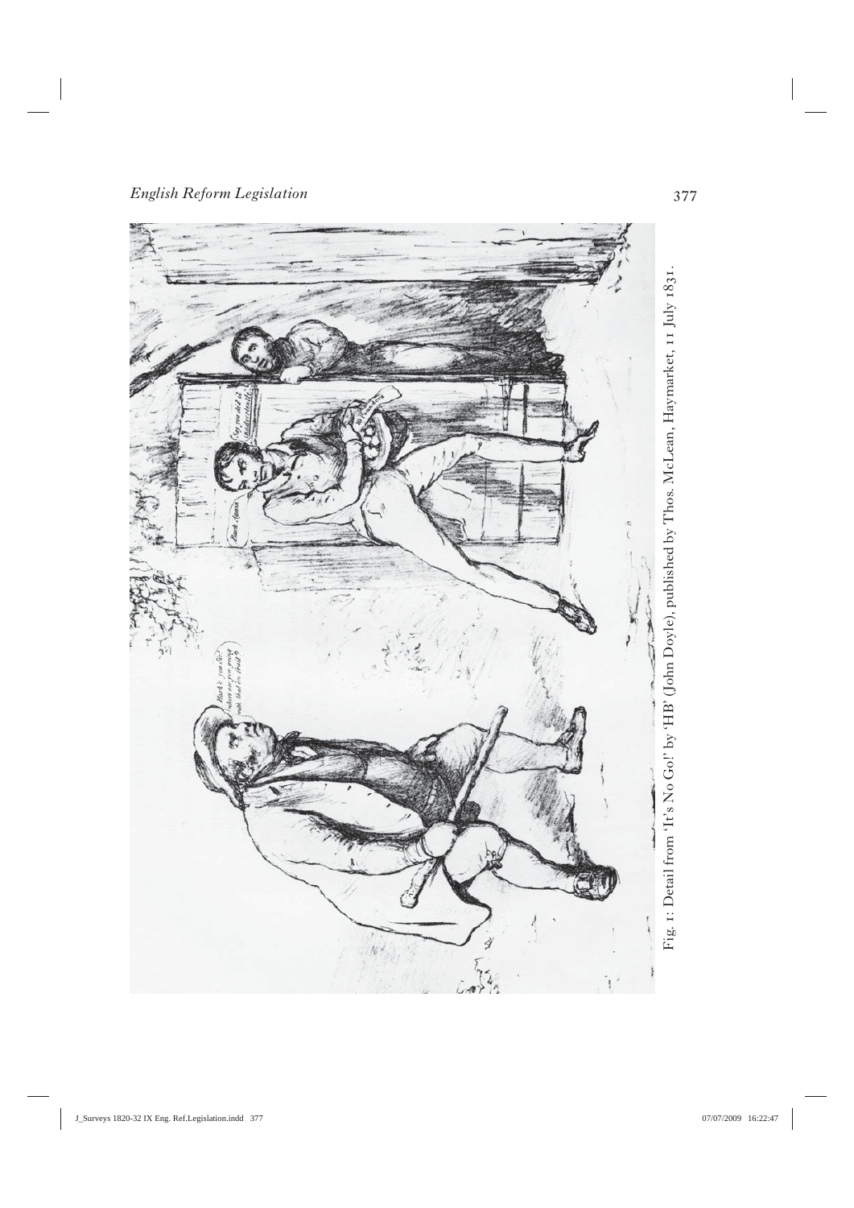Fig. 1: Detail from 'It's No Go!' by 'HB' (John Doyle), published by Thos. McLean, Haymarket, 11 July 1831.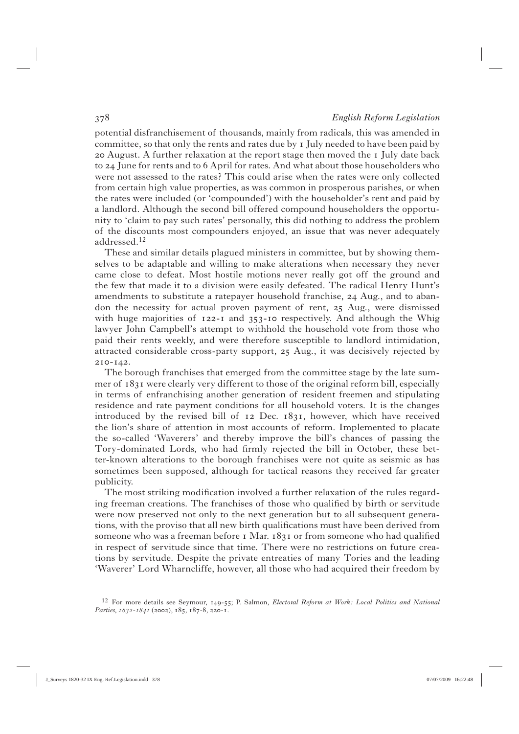potential disfranchisement of thousands, mainly from radicals, this was amended in committee, so that only the rents and rates due by 1 July needed to have been paid by 20 August. A further relaxation at the report stage then moved the 1 July date back to 24 June for rents and to 6 April for rates. And what about those householders who were not assessed to the rates? This could arise when the rates were only collected from certain high value properties, as was common in prosperous parishes, or when the rates were included (or 'compounded') with the householder's rent and paid by a landlord. Although the second bill offered compound householders the opportunity to 'claim to pay such rates' personally, this did nothing to address the problem of the discounts most compounders enjoyed, an issue that was never adequately addressed.[12]

These and similar details plagued ministers in committee, but by showing themselves to be adaptable and willing to make alterations when necessary they never came close to defeat. Most hostile motions never really got off the ground and the few that made it to a division were easily defeated. The radical Henry Hunt's amendments to substitute a ratepayer household franchise, 24 Aug., and to abandon the necessity for actual proven payment of rent, 25 Aug., were dismissed with huge majorities of 122-1 and 353-10 respectively. And although the Whig lawyer John Campbell's attempt to withhold the household vote from those who paid their rents weekly, and were therefore susceptible to landlord intimidation, attracted considerable cross-party support, 25 Aug., it was decisively rejected by 210-142.

The borough franchises that emerged from the committee stage by the late summer of 1831 were clearly very different to those of the original reform bill, especially in terms of enfranchising another generation of resident freemen and stipulating residence and rate payment conditions for all household voters. It is the changes introduced by the revised bill of 12 Dec. 1831, however, which have received the lion's share of attention in most accounts of reform. Implemented to placate the so-called 'Waverers' and thereby improve the bill's chances of passing the Tory-dominated Lords, who had firmly rejected the bill in October, these better-known alterations to the borough franchises were not quite as seismic as has sometimes been supposed, although for tactical reasons they received far greater publicity.

The most striking modification involved a further relaxation of the rules regarding freeman creations. The franchises of those who qualified by birth or servitude were now preserved not only to the next generation but to all subsequent generations, with the proviso that all new birth qualifications must have been derived from someone who was a freeman before 1 Mar. 1831 or from someone who had qualified in respect of servitude since that time. There were no restrictions on future creations by servitude. Despite the private entreaties of many Tories and the leading 'Waverer' Lord Wharncliffe, however, all those who had acquired their freedom by

[12] For more details see Seymour, 149-55; P. Salmon, *Electoral Reform at Work: Local Politics and National Parties, 1832-1841* (2002), 185, 187-8, 220-1.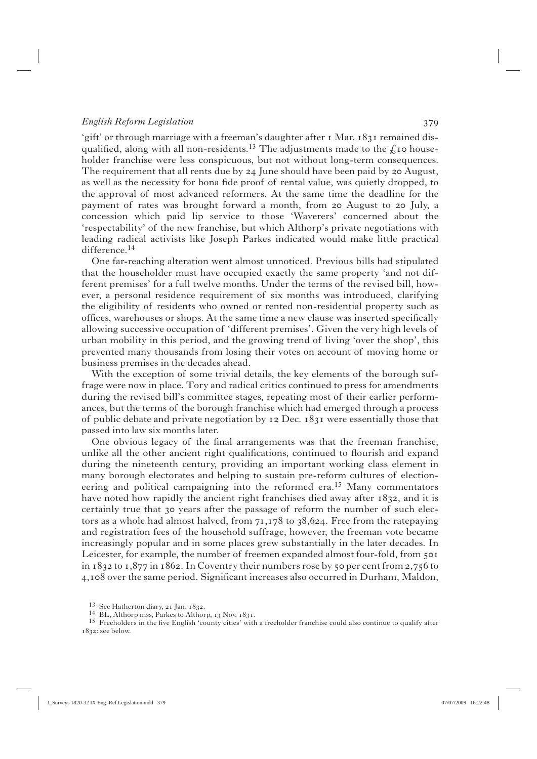'gift' or through marriage with a freeman's daughter after 1 Mar. 1831 remained disqualified, along with all non-residents.[13] The adjustments made to the £10 householder franchise were less conspicuous, but not without long-term consequences. The requirement that all rents due by 24 June should have been paid by 20 August, as well as the necessity for bona fide proof of rental value, was quietly dropped, to the approval of most advanced reformers. At the same time the deadline for the payment of rates was brought forward a month, from 20 August to 20 July, a concession which paid lip service to those 'Waverers' concerned about the 'respectability' of the new franchise, but which Althorp's private negotiations with leading radical activists like Joseph Parkes indicated would make little practical difference.[14]

One far-reaching alteration went almost unnoticed. Previous bills had stipulated that the householder must have occupied exactly the same property 'and not different premises' for a full twelve months. Under the terms of the revised bill, however, a personal residence requirement of six months was introduced, clarifying the eligibility of residents who owned or rented non-residential property such as offices, warehouses or shops. At the same time a new clause was inserted specifically allowing successive occupation of 'different premises'. Given the very high levels of urban mobility in this period, and the growing trend of living 'over the shop', this prevented many thousands from losing their votes on account of moving home or business premises in the decades ahead.

With the exception of some trivial details, the key elements of the borough suffrage were now in place. Tory and radical critics continued to press for amendments during the revised bill's committee stages, repeating most of their earlier performances, but the terms of the borough franchise which had emerged through a process of public debate and private negotiation by 12 Dec. 1831 were essentially those that passed into law six months later.

One obvious legacy of the final arrangements was that the freeman franchise, unlike all the other ancient right qualifications, continued to flourish and expand during the nineteenth century, providing an important working class element in many borough electorates and helping to sustain pre-reform cultures of electioneering and political campaigning into the reformed era.[15] Many commentators have noted how rapidly the ancient right franchises died away after 1832, and it is certainly true that 30 years after the passage of reform the number of such electors as a whole had almost halved, from 71,178 to 38,624. Free from the ratepaying and registration fees of the household suffrage, however, the freeman vote became increasingly popular and in some places grew substantially in the later decades. In Leicester, for example, the number of freemen expanded almost four-fold, from 501 in 1832 to 1,877 in 1862. In Coventry their numbers rose by 50 per cent from 2,756 to 4,108 over the same period. Significant increases also occurred in Durham, Maldon,

---

[13] See Hatherton diary, 21 Jan. 1832.

[14] BL, Althorp mss, Parkes to Althorp, 13 Nov. 1831.

[15] Freeholders in the five English 'county cities' with a freeholder franchise could also continue to qualify after 1832: see below.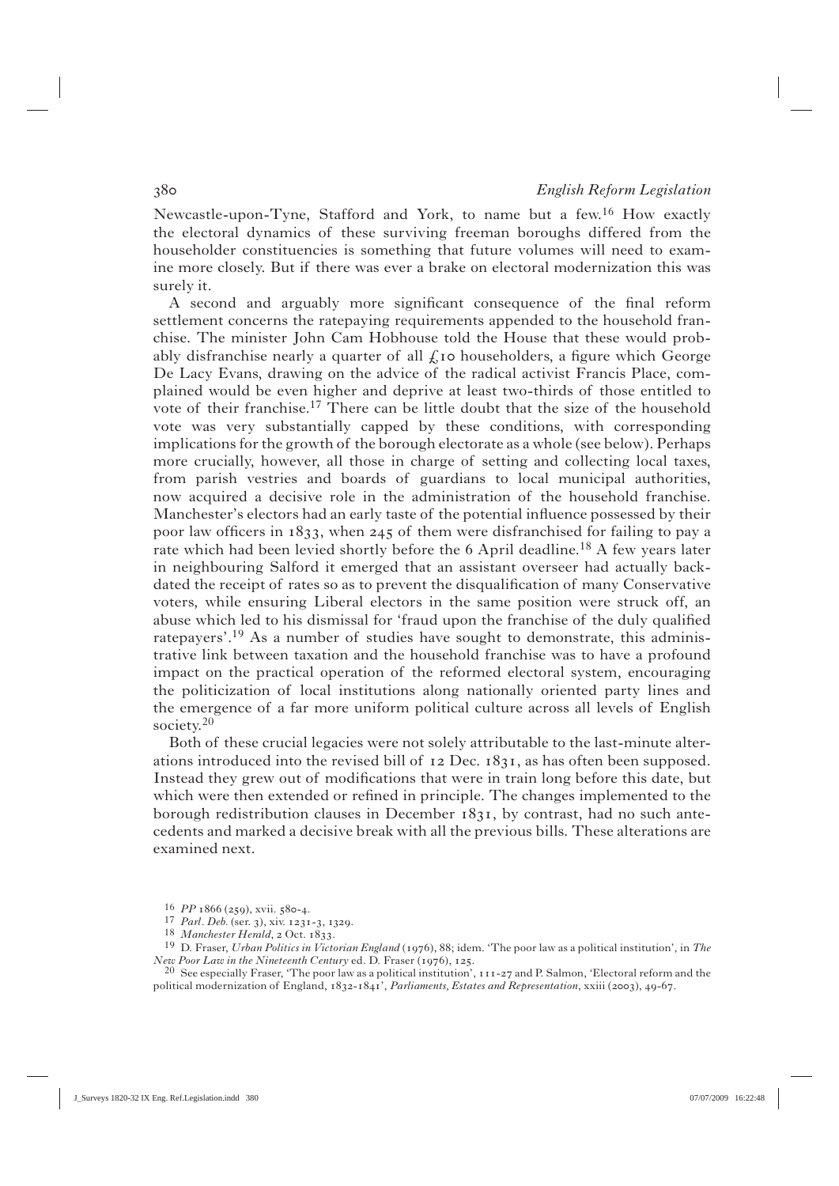Newcastle-upon-Tyne, Stafford and York, to name but a few.[16] How exactly the electoral dynamics of these surviving freeman boroughs differed from the householder constituencies is something that future volumes will need to examine more closely. But if there was ever a brake on electoral modernization this was surely it.

A second and arguably more significant consequence of the final reform settlement concerns the ratepaying requirements appended to the household franchise. The minister John Cam Hobhouse told the House that these would probably disfranchise nearly a quarter of all £10 householders, a figure which George De Lacy Evans, drawing on the advice of the radical activist Francis Place, complained would be even higher and deprive at least two-thirds of those entitled to vote of their franchise.[17] There can be little doubt that the size of the household vote was very substantially capped by these conditions, with corresponding implications for the growth of the borough electorate as a whole (see below). Perhaps more crucially, however, all those in charge of setting and collecting local taxes, from parish vestries and boards of guardians to local municipal authorities, now acquired a decisive role in the administration of the household franchise. Manchester's electors had an early taste of the potential influence possessed by their poor law officers in 1833, when 245 of them were disfranchised for failing to pay a rate which had been levied shortly before the 6 April deadline.[18] A few years later in neighbouring Salford it emerged that an assistant overseer had actually back-dated the receipt of rates so as to prevent the disqualification of many Conservative voters, while ensuring Liberal electors in the same position were struck off, an abuse which led to his dismissal for 'fraud upon the franchise of the duly qualified ratepayers'.[19] As a number of studies have sought to demonstrate, this administrative link between taxation and the household franchise was to have a profound impact on the practical operation of the reformed electoral system, encouraging the politicization of local institutions along nationally oriented party lines and the emergence of a far more uniform political culture across all levels of English society.[20]

Both of these crucial legacies were not solely attributable to the last-minute alterations introduced into the revised bill of 12 Dec. 1831, as has often been supposed. Instead they grew out of modifications that were in train long before this date, but which were then extended or refined in principle. The changes implemented to the borough redistribution clauses in December 1831, by contrast, had no such antecedents and marked a decisive break with all the previous bills. These alterations are examined next.

---

[16] *PP* 1866 (259), xvii. 580-4.

[17] *Parl. Deb.* (ser. 3), xiv. 1231-3, 1329.

[18] *Manchester Herald*, 2 Oct. 1833.

[19] D. Fraser, *Urban Politics in Victorian England* (1976), 88; idem. 'The poor law as a political institution', in *The New Poor Law in the Nineteenth Century* ed. D. Fraser (1976), 125.

[20] See especially Fraser, 'The poor law as a political institution', 111-27 and P. Salmon, 'Electoral reform and the political modernization of England, 1832-1841', *Parliaments, Estates and Representation*, xxiii (2003), 49-67.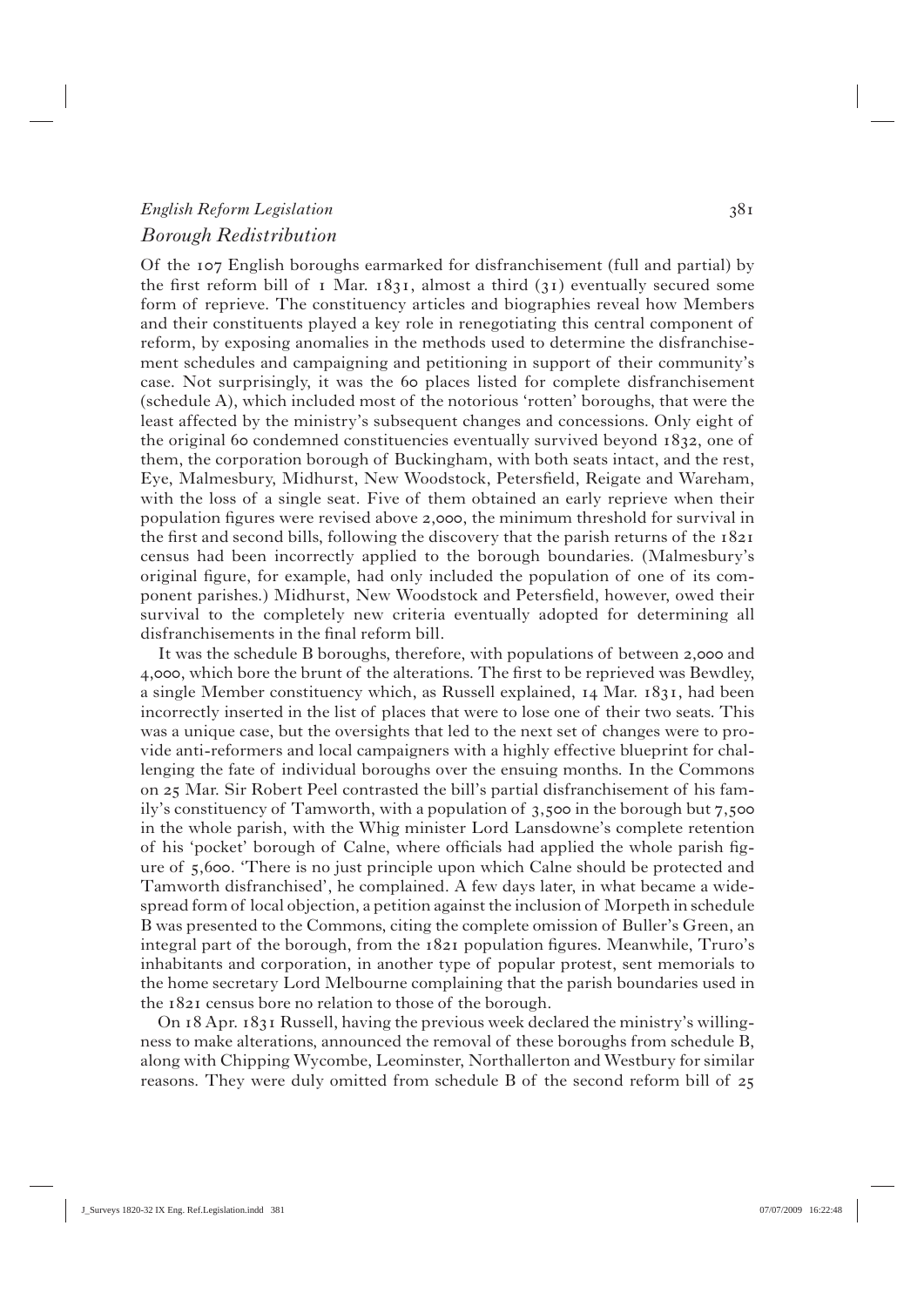## *Borough Redistribution*

Of the 107 English boroughs earmarked for disfranchisement (full and partial) by the first reform bill of 1 Mar. 1831, almost a third (31) eventually secured some form of reprieve. The constituency articles and biographies reveal how Members and their constituents played a key role in renegotiating this central component of reform, by exposing anomalies in the methods used to determine the disfranchisement schedules and campaigning and petitioning in support of their community's case. Not surprisingly, it was the 60 places listed for complete disfranchisement (schedule A), which included most of the notorious 'rotten' boroughs, that were the least affected by the ministry's subsequent changes and concessions. Only eight of the original 60 condemned constituencies eventually survived beyond 1832, one of them, the corporation borough of Buckingham, with both seats intact, and the rest, Eye, Malmesbury, Midhurst, New Woodstock, Petersfield, Reigate and Wareham, with the loss of a single seat. Five of them obtained an early reprieve when their population figures were revised above 2,000, the minimum threshold for survival in the first and second bills, following the discovery that the parish returns of the 1821 census had been incorrectly applied to the borough boundaries. (Malmesbury's original figure, for example, had only included the population of one of its component parishes.) Midhurst, New Woodstock and Petersfield, however, owed their survival to the completely new criteria eventually adopted for determining all disfranchisements in the final reform bill.

It was the schedule B boroughs, therefore, with populations of between 2,000 and 4,000, which bore the brunt of the alterations. The first to be reprieved was Bewdley, a single Member constituency which, as Russell explained, 14 Mar. 1831, had been incorrectly inserted in the list of places that were to lose one of their two seats. This was a unique case, but the oversights that led to the next set of changes were to provide anti-reformers and local campaigners with a highly effective blueprint for challenging the fate of individual boroughs over the ensuing months. In the Commons on 25 Mar. Sir Robert Peel contrasted the bill's partial disfranchisement of his family's constituency of Tamworth, with a population of 3,500 in the borough but 7,500 in the whole parish, with the Whig minister Lord Lansdowne's complete retention of his 'pocket' borough of Calne, where officials had applied the whole parish figure of 5,600. 'There is no just principle upon which Calne should be protected and Tamworth disfranchised', he complained. A few days later, in what became a widespread form of local objection, a petition against the inclusion of Morpeth in schedule B was presented to the Commons, citing the complete omission of Buller's Green, an integral part of the borough, from the 1821 population figures. Meanwhile, Truro's inhabitants and corporation, in another type of popular protest, sent memorials to the home secretary Lord Melbourne complaining that the parish boundaries used in the 1821 census bore no relation to those of the borough.

On 18 Apr. 1831 Russell, having the previous week declared the ministry's willingness to make alterations, announced the removal of these boroughs from schedule B, along with Chipping Wycombe, Leominster, Northallerton and Westbury for similar reasons. They were duly omitted from schedule B of the second reform bill of 25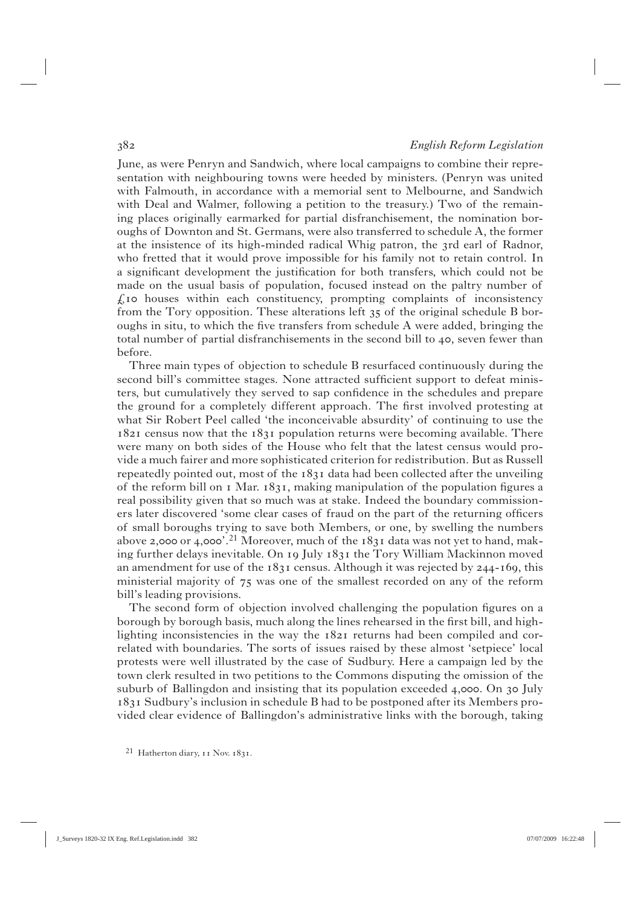June, as were Penryn and Sandwich, where local campaigns to combine their representation with neighbouring towns were heeded by ministers. (Penryn was united with Falmouth, in accordance with a memorial sent to Melbourne, and Sandwich with Deal and Walmer, following a petition to the treasury.) Two of the remaining places originally earmarked for partial disfranchisement, the nomination boroughs of Downton and St. Germans, were also transferred to schedule A, the former at the insistence of its high-minded radical Whig patron, the 3rd earl of Radnor, who fretted that it would prove impossible for his family not to retain control. In a significant development the justification for both transfers, which could not be made on the usual basis of population, focused instead on the paltry number of £10 houses within each constituency, prompting complaints of inconsistency from the Tory opposition. These alterations left 35 of the original schedule B boroughs in situ, to which the five transfers from schedule A were added, bringing the total number of partial disfranchisements in the second bill to 40, seven fewer than before.

Three main types of objection to schedule B resurfaced continuously during the second bill's committee stages. None attracted sufficient support to defeat ministers, but cumulatively they served to sap confidence in the schedules and prepare the ground for a completely different approach. The first involved protesting at what Sir Robert Peel called 'the inconceivable absurdity' of continuing to use the 1821 census now that the 1831 population returns were becoming available. There were many on both sides of the House who felt that the latest census would provide a much fairer and more sophisticated criterion for redistribution. But as Russell repeatedly pointed out, most of the 1831 data had been collected after the unveiling of the reform bill on 1 Mar. 1831, making manipulation of the population figures a real possibility given that so much was at stake. Indeed the boundary commissioners later discovered 'some clear cases of fraud on the part of the returning officers of small boroughs trying to save both Members, or one, by swelling the numbers above 2,000 or 4,000'.[21] Moreover, much of the 1831 data was not yet to hand, making further delays inevitable. On 19 July 1831 the Tory William Mackinnon moved an amendment for use of the 1831 census. Although it was rejected by 244-169, this ministerial majority of 75 was one of the smallest recorded on any of the reform bill's leading provisions.

The second form of objection involved challenging the population figures on a borough by borough basis, much along the lines rehearsed in the first bill, and highlighting inconsistencies in the way the 1821 returns had been compiled and correlated with boundaries. The sorts of issues raised by these almost 'setpiece' local protests were well illustrated by the case of Sudbury. Here a campaign led by the town clerk resulted in two petitions to the Commons disputing the omission of the suburb of Ballingdon and insisting that its population exceeded 4,000. On 30 July 1831 Sudbury's inclusion in schedule B had to be postponed after its Members provided clear evidence of Ballingdon's administrative links with the borough, taking

[21] Hatherton diary, 11 Nov. 1831.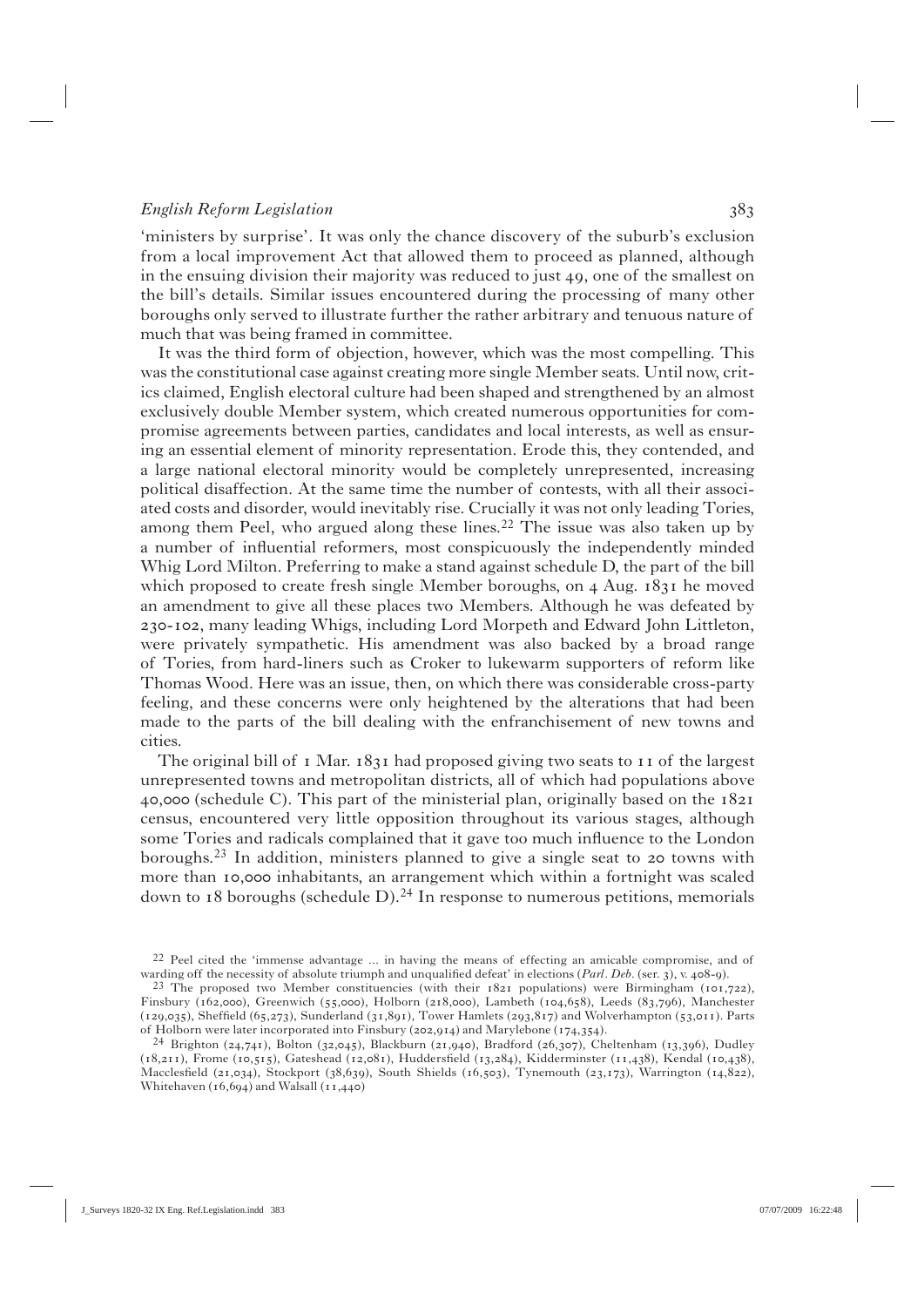'ministers by surprise'. It was only the chance discovery of the suburb's exclusion from a local improvement Act that allowed them to proceed as planned, although in the ensuing division their majority was reduced to just 49, one of the smallest on the bill's details. Similar issues encountered during the processing of many other boroughs only served to illustrate further the rather arbitrary and tenuous nature of much that was being framed in committee.

It was the third form of objection, however, which was the most compelling. This was the constitutional case against creating more single Member seats. Until now, critics claimed, English electoral culture had been shaped and strengthened by an almost exclusively double Member system, which created numerous opportunities for compromise agreements between parties, candidates and local interests, as well as ensuring an essential element of minority representation. Erode this, they contended, and a large national electoral minority would be completely unrepresented, increasing political disaffection. At the same time the number of contests, with all their associated costs and disorder, would inevitably rise. Crucially it was not only leading Tories, among them Peel, who argued along these lines.[22] The issue was also taken up by a number of influential reformers, most conspicuously the independently minded Whig Lord Milton. Preferring to make a stand against schedule D, the part of the bill which proposed to create fresh single Member boroughs, on 4 Aug. 1831 he moved an amendment to give all these places two Members. Although he was defeated by 230-102, many leading Whigs, including Lord Morpeth and Edward John Littleton, were privately sympathetic. His amendment was also backed by a broad range of Tories, from hard-liners such as Croker to lukewarm supporters of reform like Thomas Wood. Here was an issue, then, on which there was considerable cross-party feeling, and these concerns were only heightened by the alterations that had been made to the parts of the bill dealing with the enfranchisement of new towns and cities.

The original bill of 1 Mar. 1831 had proposed giving two seats to 11 of the largest unrepresented towns and metropolitan districts, all of which had populations above 40,000 (schedule C). This part of the ministerial plan, originally based on the 1821 census, encountered very little opposition throughout its various stages, although some Tories and radicals complained that it gave too much influence to the London boroughs.[23] In addition, ministers planned to give a single seat to 20 towns with more than 10,000 inhabitants, an arrangement which within a fortnight was scaled down to 18 boroughs (schedule D).[24] In response to numerous petitions, memorials

[22] Peel cited the 'immense advantage ... in having the means of effecting an amicable compromise, and of warding off the necessity of absolute triumph and unqualified defeat' in elections (*Parl. Deb.* (ser. 3), v. 408-9).

[23] The proposed two Member constituencies (with their 1821 populations) were Birmingham (101,722), Finsbury (162,000), Greenwich (55,000), Holborn (218,000), Lambeth (104,658), Leeds (83,796), Manchester (129,035), Sheffield (65,273), Sunderland (31,891), Tower Hamlets (293,817) and Wolverhampton (53,011). Parts of Holborn were later incorporated into Finsbury (202,914) and Marylebone (174,354).

[24] Brighton (24,741), Bolton (32,045), Blackburn (21,940), Bradford (26,307), Cheltenham (13,396), Dudley (18,211), Frome (10,515), Gateshead (12,081), Huddersfield (13,284), Kidderminster (11,438), Kendal (10,438), Macclesfield (21,034), Stockport (38,639), South Shields (16,503), Tynemouth (23,173), Warrington (14,822), Whitehaven (16,694) and Walsall (11,440)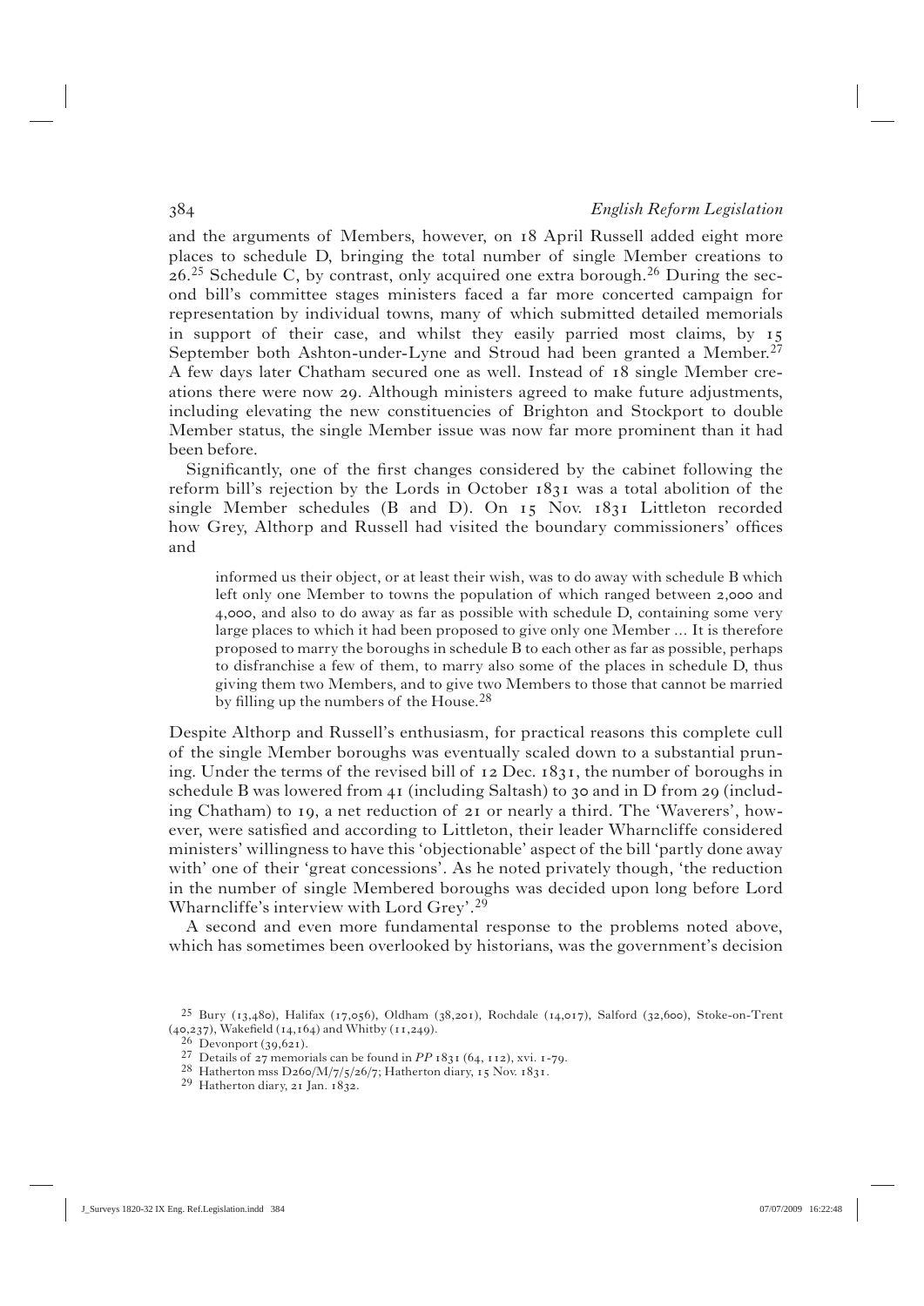and the arguments of Members, however, on 18 April Russell added eight more places to schedule D, bringing the total number of single Member creations to 26.[25] Schedule C, by contrast, only acquired one extra borough.[26] During the second bill's committee stages ministers faced a far more concerted campaign for representation by individual towns, many of which submitted detailed memorials in support of their case, and whilst they easily parried most claims, by 15 September both Ashton-under-Lyne and Stroud had been granted a Member.[27] A few days later Chatham secured one as well. Instead of 18 single Member creations there were now 29. Although ministers agreed to make future adjustments, including elevating the new constituencies of Brighton and Stockport to double Member status, the single Member issue was now far more prominent than it had been before.

Significantly, one of the first changes considered by the cabinet following the reform bill's rejection by the Lords in October 1831 was a total abolition of the single Member schedules (B and D). On 15 Nov. 1831 Littleton recorded how Grey, Althorp and Russell had visited the boundary commissioners' offices and

> informed us their object, or at least their wish, was to do away with schedule B which left only one Member to towns the population of which ranged between 2,000 and 4,000, and also to do away as far as possible with schedule D, containing some very large places to which it had been proposed to give only one Member ... It is therefore proposed to marry the boroughs in schedule B to each other as far as possible, perhaps to disfranchise a few of them, to marry also some of the places in schedule D, thus giving them two Members, and to give two Members to those that cannot be married by filling up the numbers of the House.[28]

Despite Althorp and Russell's enthusiasm, for practical reasons this complete cull of the single Member boroughs was eventually scaled down to a substantial pruning. Under the terms of the revised bill of 12 Dec. 1831, the number of boroughs in schedule B was lowered from 41 (including Saltash) to 30 and in D from 29 (including Chatham) to 19, a net reduction of 21 or nearly a third. The 'Waverers', however, were satisfied and according to Littleton, their leader Wharncliffe considered ministers' willingness to have this 'objectionable' aspect of the bill 'partly done away with' one of their 'great concessions'. As he noted privately though, 'the reduction in the number of single Membered boroughs was decided upon long before Lord Wharncliffe's interview with Lord Grey'.[29]

A second and even more fundamental response to the problems noted above, which has sometimes been overlooked by historians, was the government's decision

---

[25] Bury (13,480), Halifax (17,056), Oldham (38,201), Rochdale (14,017), Salford (32,600), Stoke-on-Trent (40,237), Wakefield (14,164) and Whitby (11,249).

[26] Devonport (39,621).

[27] Details of 27 memorials can be found in *PP* 1831 (64, 112), xvi. 1-79.

[28] Hatherton mss D260/M/7/5/26/7; Hatherton diary, 15 Nov. 1831.

[29] Hatherton diary, 21 Jan. 1832.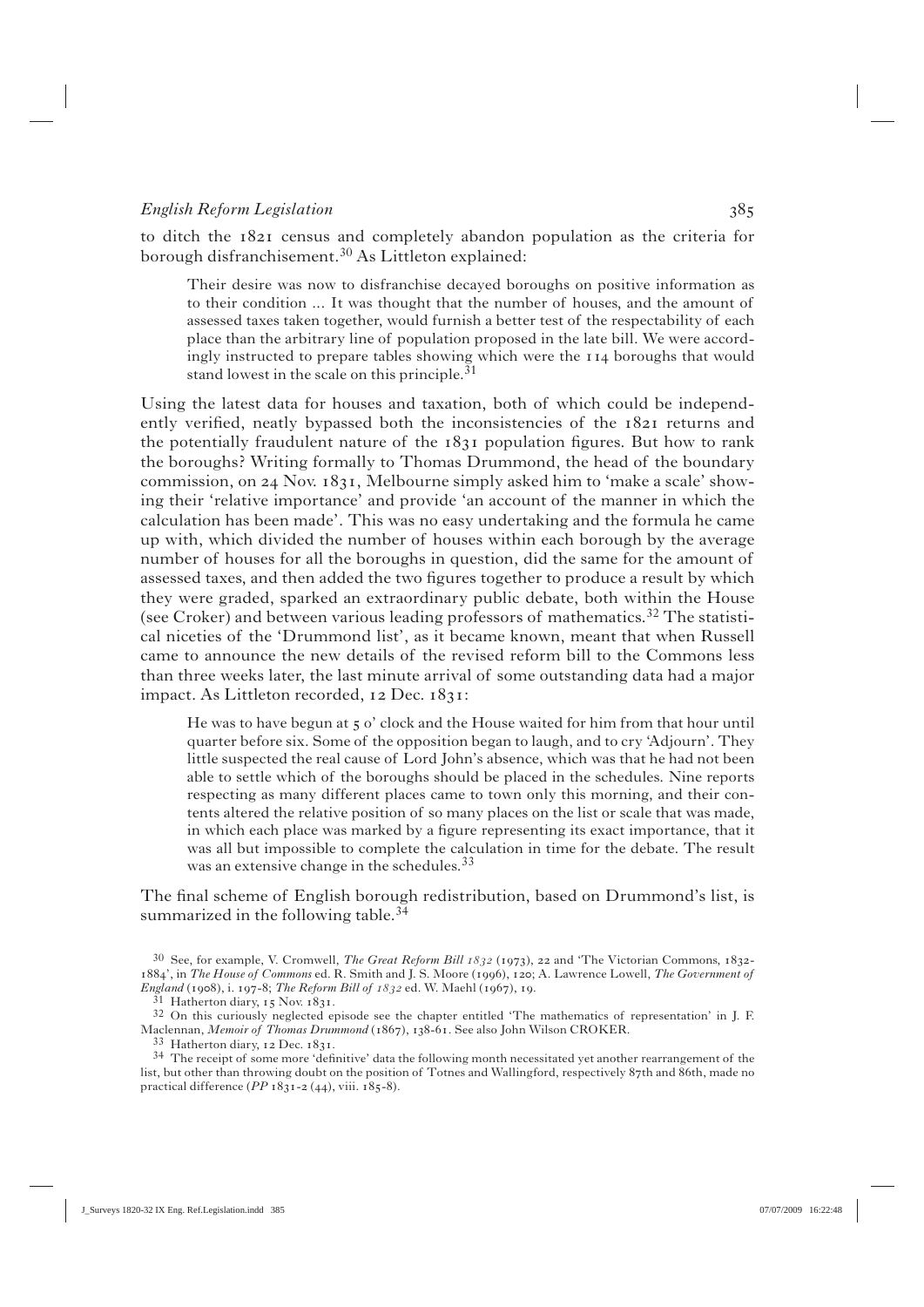to ditch the 1821 census and completely abandon population as the criteria for borough disfranchisement.[30] As Littleton explained:

> Their desire was now to disfranchise decayed boroughs on positive information as to their condition ... It was thought that the number of houses, and the amount of assessed taxes taken together, would furnish a better test of the respectability of each place than the arbitrary line of population proposed in the late bill. We were accordingly instructed to prepare tables showing which were the 114 boroughs that would stand lowest in the scale on this principle.[31]

Using the latest data for houses and taxation, both of which could be independently verified, neatly bypassed both the inconsistencies of the 1821 returns and the potentially fraudulent nature of the 1831 population figures. But how to rank the boroughs? Writing formally to Thomas Drummond, the head of the boundary commission, on 24 Nov. 1831, Melbourne simply asked him to 'make a scale' showing their 'relative importance' and provide 'an account of the manner in which the calculation has been made'. This was no easy undertaking and the formula he came up with, which divided the number of houses within each borough by the average number of houses for all the boroughs in question, did the same for the amount of assessed taxes, and then added the two figures together to produce a result by which they were graded, sparked an extraordinary public debate, both within the House (see Croker) and between various leading professors of mathematics.[32] The statistical niceties of the 'Drummond list', as it became known, meant that when Russell came to announce the new details of the revised reform bill to the Commons less than three weeks later, the last minute arrival of some outstanding data had a major impact. As Littleton recorded, 12 Dec. 1831:

> He was to have begun at 5 o' clock and the House waited for him from that hour until quarter before six. Some of the opposition began to laugh, and to cry 'Adjourn'. They little suspected the real cause of Lord John's absence, which was that he had not been able to settle which of the boroughs should be placed in the schedules. Nine reports respecting as many different places came to town only this morning, and their contents altered the relative position of so many places on the list or scale that was made, in which each place was marked by a figure representing its exact importance, that it was all but impossible to complete the calculation in time for the debate. The result was an extensive change in the schedules.[33]

The final scheme of English borough redistribution, based on Drummond's list, is summarized in the following table.[34]

---

[30] See, for example, V. Cromwell, *The Great Reform Bill 1832* (1973), 22 and 'The Victorian Commons, 1832-1884', in *The House of Commons* ed. R. Smith and J. S. Moore (1996), 120; A. Lawrence Lowell, *The Government of England* (1908), i. 197-8; *The Reform Bill of 1832* ed. W. Maehl (1967), 19.

[31] Hatherton diary, 15 Nov. 1831.

[32] On this curiously neglected episode see the chapter entitled 'The mathematics of representation' in J. F. Maclennan, *Memoir of Thomas Drummond* (1867), 138-61. See also John Wilson CROKER.

[33] Hatherton diary, 12 Dec. 1831.

[34] The receipt of some more 'definitive' data the following month necessitated yet another rearrangement of the list, but other than throwing doubt on the position of Totnes and Wallingford, respectively 87th and 86th, made no practical difference (*PP* 1831-2 (44), viii. 185-8).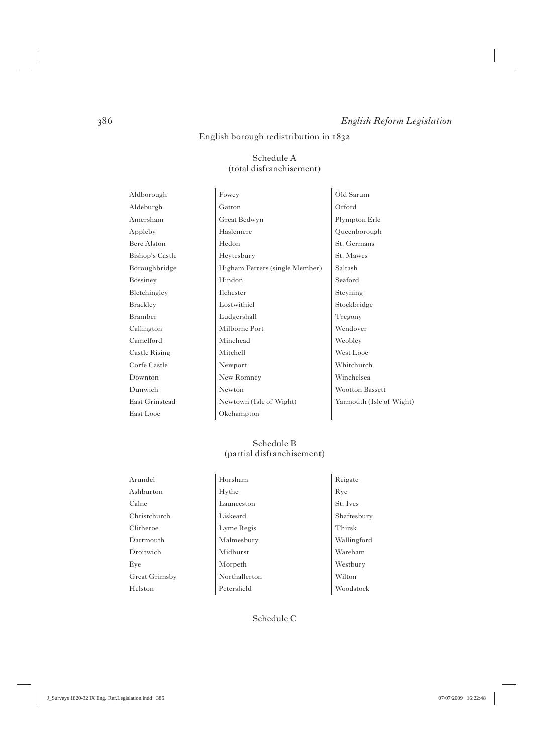## English borough redistribution in 1832

### Schedule A
(total disfranchisement)

| | | |
|---|---|---|
| Aldborough | Fowey | Old Sarum |
| Aldeburgh | Gatton | Orford |
| Amersham | Great Bedwyn | Plympton Erle |
| Appleby | Haslemere | Queenborough |
| Bere Alston | Hedon | St. Germans |
| Bishop's Castle | Heytesbury | St. Mawes |
| Boroughbridge | Higham Ferrers (single Member) | Saltash |
| Bossiney | Hindon | Seaford |
| Bletchingley | Ilchester | Steyning |
| Brackley | Lostwithiel | Stockbridge |
| Bramber | Ludgershall | Tregony |
| Callington | Milborne Port | Wendover |
| Camelford | Minehead | Weobley |
| Castle Rising | Mitchell | West Looe |
| Corfe Castle | Newport | Whitchurch |
| Downton | New Romney | Winchelsea |
| Dunwich | Newton | Wootton Bassett |
| East Grinstead | Newtown (Isle of Wight) | Yarmouth (Isle of Wight) |
| East Looe | Okehampton | |

### Schedule B
(partial disfranchisement)

| | | |
|---|---|---|
| Arundel | Horsham | Reigate |
| Ashburton | Hythe | Rye |
| Calne | Launceston | St. Ives |
| Christchurch | Liskeard | Shaftesbury |
| Clitheroe | Lyme Regis | Thirsk |
| Dartmouth | Malmesbury | Wallingford |
| Droitwich | Midhurst | Wareham |
| Eye | Morpeth | Westbury |
| Great Grimsby | Northallerton | Wilton |
| Helston | Petersfield | Woodstock |

### Schedule C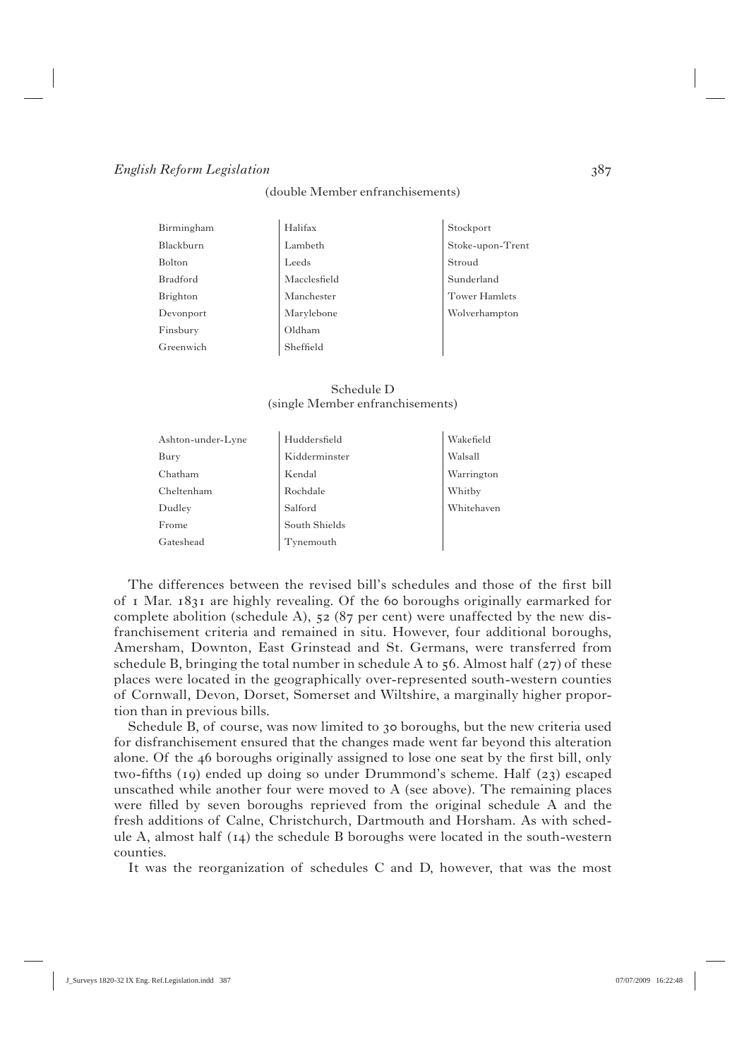(double Member enfranchisements)

| | | |
|---|---|---|
| Birmingham | Halifax | Stockport |
| Blackburn | Lambeth | Stoke-upon-Trent |
| Bolton | Leeds | Stroud |
| Bradford | Macclesfield | Sunderland |
| Brighton | Manchester | Tower Hamlets |
| Devonport | Marylebone | Wolverhampton |
| Finsbury | Oldham | |
| Greenwich | Sheffield | |

Schedule D
(single Member enfranchisements)

| | | |
|---|---|---|
| Ashton-under-Lyne | Huddersfield | Wakefield |
| Bury | Kidderminster | Walsall |
| Chatham | Kendal | Warrington |
| Cheltenham | Rochdale | Whitby |
| Dudley | Salford | Whitehaven |
| Frome | South Shields | |
| Gateshead | Tynemouth | |

The differences between the revised bill's schedules and those of the first bill of 1 Mar. 1831 are highly revealing. Of the 60 boroughs originally earmarked for complete abolition (schedule A), 52 (87 per cent) were unaffected by the new disfranchisement criteria and remained in situ. However, four additional boroughs, Amersham, Downton, East Grinstead and St. Germans, were transferred from schedule B, bringing the total number in schedule A to 56. Almost half (27) of these places were located in the geographically over-represented south-western counties of Cornwall, Devon, Dorset, Somerset and Wiltshire, a marginally higher proportion than in previous bills.

Schedule B, of course, was now limited to 30 boroughs, but the new criteria used for disfranchisement ensured that the changes made went far beyond this alteration alone. Of the 46 boroughs originally assigned to lose one seat by the first bill, only two-fifths (19) ended up doing so under Drummond's scheme. Half (23) escaped unscathed while another four were moved to A (see above). The remaining places were filled by seven boroughs reprieved from the original schedule A and the fresh additions of Calne, Christchurch, Dartmouth and Horsham. As with schedule A, almost half (14) the schedule B boroughs were located in the south-western counties.

It was the reorganization of schedules C and D, however, that was the most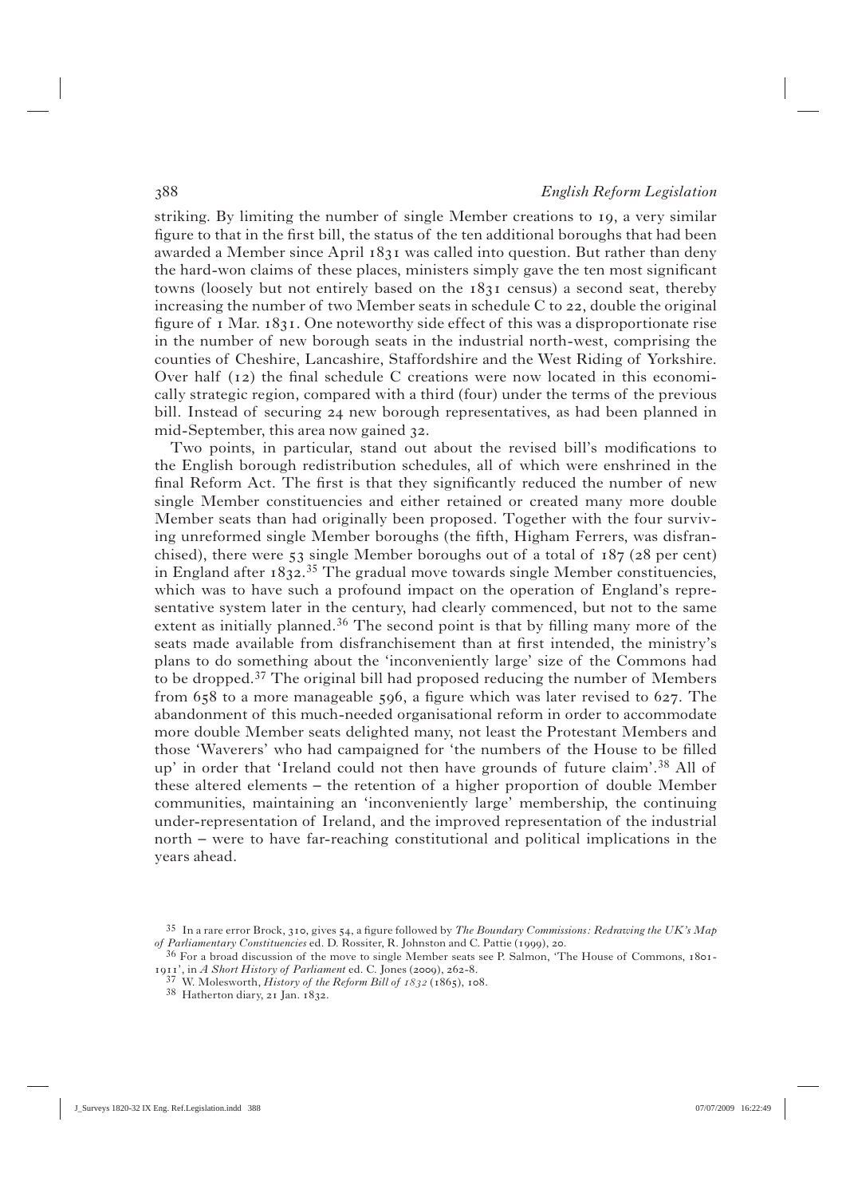striking. By limiting the number of single Member creations to 19, a very similar figure to that in the first bill, the status of the ten additional boroughs that had been awarded a Member since April 1831 was called into question. But rather than deny the hard-won claims of these places, ministers simply gave the ten most significant towns (loosely but not entirely based on the 1831 census) a second seat, thereby increasing the number of two Member seats in schedule C to 22, double the original figure of 1 Mar. 1831. One noteworthy side effect of this was a disproportionate rise in the number of new borough seats in the industrial north-west, comprising the counties of Cheshire, Lancashire, Staffordshire and the West Riding of Yorkshire. Over half (12) the final schedule C creations were now located in this economically strategic region, compared with a third (four) under the terms of the previous bill. Instead of securing 24 new borough representatives, as had been planned in mid-September, this area now gained 32.

Two points, in particular, stand out about the revised bill's modifications to the English borough redistribution schedules, all of which were enshrined in the final Reform Act. The first is that they significantly reduced the number of new single Member constituencies and either retained or created many more double Member seats than had originally been proposed. Together with the four surviving unreformed single Member boroughs (the fifth, Higham Ferrers, was disfranchised), there were 53 single Member boroughs out of a total of 187 (28 per cent) in England after 1832.[35] The gradual move towards single Member constituencies, which was to have such a profound impact on the operation of England's representative system later in the century, had clearly commenced, but not to the same extent as initially planned.[36] The second point is that by filling many more of the seats made available from disfranchisement than at first intended, the ministry's plans to do something about the 'inconveniently large' size of the Commons had to be dropped.[37] The original bill had proposed reducing the number of Members from 658 to a more manageable 596, a figure which was later revised to 627. The abandonment of this much-needed organisational reform in order to accommodate more double Member seats delighted many, not least the Protestant Members and those 'Waverers' who had campaigned for 'the numbers of the House to be filled up' in order that 'Ireland could not then have grounds of future claim'.[38] All of these altered elements – the retention of a higher proportion of double Member communities, maintaining an 'inconveniently large' membership, the continuing under-representation of Ireland, and the improved representation of the industrial north – were to have far-reaching constitutional and political implications in the years ahead.

---

[35] In a rare error Brock, 310, gives 54, a figure followed by *The Boundary Commissions: Redrawing the UK's Map of Parliamentary Constituencies* ed. D. Rossiter, R. Johnston and C. Pattie (1999), 20.

[36] For a broad discussion of the move to single Member seats see P. Salmon, 'The House of Commons, 1801-1911', in *A Short History of Parliament* ed. C. Jones (2009), 262-8.

[37] W. Molesworth, *History of the Reform Bill of 1832* (1865), 108.

[38] Hatherton diary, 21 Jan. 1832.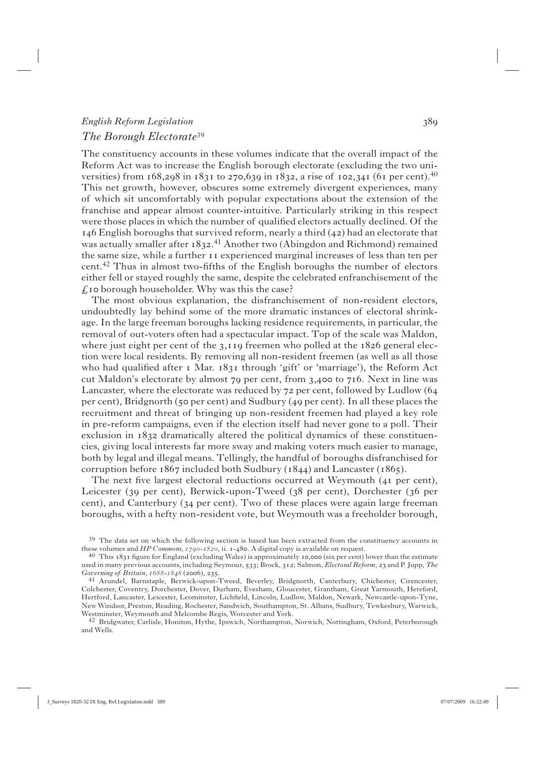## The Borough Electorate[39]

The constituency accounts in these volumes indicate that the overall impact of the Reform Act was to increase the English borough electorate (excluding the two universities) from 168,298 in 1831 to 270,639 in 1832, a rise of 102,341 (61 per cent).[40] This net growth, however, obscures some extremely divergent experiences, many of which sit uncomfortably with popular expectations about the extension of the franchise and appear almost counter-intuitive. Particularly striking in this respect were those places in which the number of qualified electors actually declined. Of the 146 English boroughs that survived reform, nearly a third (42) had an electorate that was actually smaller after 1832.[41] Another two (Abingdon and Richmond) remained the same size, while a further 11 experienced marginal increases of less than ten per cent.[42] Thus in almost two-fifths of the English boroughs the number of electors either fell or stayed roughly the same, despite the celebrated enfranchisement of the £10 borough householder. Why was this the case?

The most obvious explanation, the disfranchisement of non-resident electors, undoubtedly lay behind some of the more dramatic instances of electoral shrinkage. In the large freeman boroughs lacking residence requirements, in particular, the removal of out-voters often had a spectacular impact. Top of the scale was Maldon, where just eight per cent of the 3,119 freemen who polled at the 1826 general election were local residents. By removing all non-resident freemen (as well as all those who had qualified after 1 Mar. 1831 through 'gift' or 'marriage'), the Reform Act cut Maldon's electorate by almost 79 per cent, from 3,400 to 716. Next in line was Lancaster, where the electorate was reduced by 72 per cent, followed by Ludlow (64 per cent), Bridgnorth (50 per cent) and Sudbury (49 per cent). In all these places the recruitment and threat of bringing up non-resident freemen had played a key role in pre-reform campaigns, even if the election itself had never gone to a poll. Their exclusion in 1832 dramatically altered the political dynamics of these constituencies, giving local interests far more sway and making voters much easier to manage, both by legal and illegal means. Tellingly, the handful of boroughs disfranchised for corruption before 1867 included both Sudbury (1844) and Lancaster (1865).

The next five largest electoral reductions occurred at Weymouth (41 per cent), Leicester (39 per cent), Berwick-upon-Tweed (38 per cent), Dorchester (36 per cent), and Canterbury (34 per cent). Two of these places were again large freeman boroughs, with a hefty non-resident vote, but Weymouth was a freeholder borough,

[39] The data set on which the following section is based has been extracted from the constituency accounts in these volumes and *HP Commons, 1790-1820*, ii. 1-480. A digital copy is available on request.

[40] This 1831 figure for England (excluding Wales) is approximately 10,000 (six per cent) lower than the estimate used in many previous accounts, including Seymour, 533; Brock, 312; Salmon, *Electoral Reform*, 23 and P. Jupp, *The Governing of Britain, 1688-1848* (2006), 235.

[41] Arundel, Barnstaple, Berwick-upon-Tweed, Beverley, Bridgnorth, Canterbury, Chichester, Cirencester, Colchester, Coventry, Dorchester, Dover, Durham, Evesham, Gloucester, Grantham, Great Yarmouth, Hereford, Hertford, Lancaster, Leicester, Leominster, Lichfield, Lincoln, Ludlow, Maldon, Newark, Newcastle-upon-Tyne, New Windsor, Preston, Reading, Rochester, Sandwich, Southampton, St. Albans, Sudbury, Tewkesbury, Warwick, Westminster, Weymouth and Melcombe Regis, Worcester and York.

[42] Bridgwater, Carlisle, Honiton, Hythe, Ipswich, Northampton, Norwich, Nottingham, Oxford, Peterborough and Wells.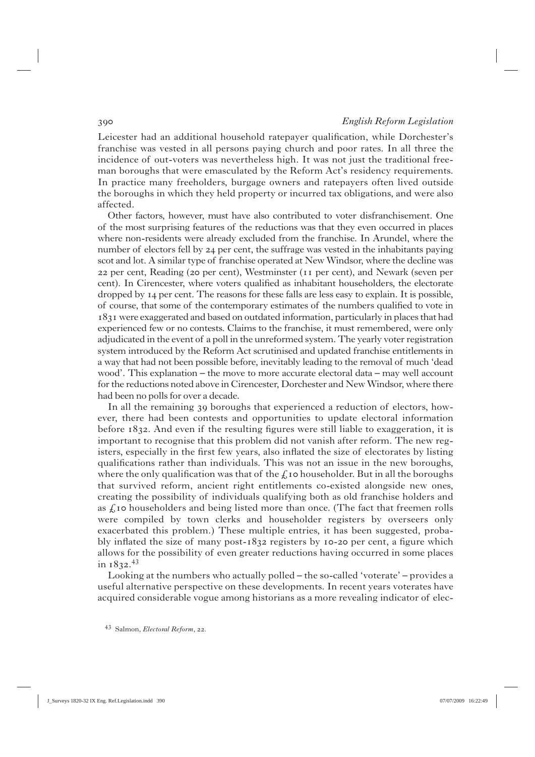Leicester had an additional household ratepayer qualification, while Dorchester's franchise was vested in all persons paying church and poor rates. In all three the incidence of out-voters was nevertheless high. It was not just the traditional freeman boroughs that were emasculated by the Reform Act's residency requirements. In practice many freeholders, burgage owners and ratepayers often lived outside the boroughs in which they held property or incurred tax obligations, and were also affected.

Other factors, however, must have also contributed to voter disfranchisement. One of the most surprising features of the reductions was that they even occurred in places where non-residents were already excluded from the franchise. In Arundel, where the number of electors fell by 24 per cent, the suffrage was vested in the inhabitants paying scot and lot. A similar type of franchise operated at New Windsor, where the decline was 22 per cent, Reading (20 per cent), Westminster (11 per cent), and Newark (seven per cent). In Cirencester, where voters qualified as inhabitant householders, the electorate dropped by 14 per cent. The reasons for these falls are less easy to explain. It is possible, of course, that some of the contemporary estimates of the numbers qualified to vote in 1831 were exaggerated and based on outdated information, particularly in places that had experienced few or no contests. Claims to the franchise, it must remembered, were only adjudicated in the event of a poll in the unreformed system. The yearly voter registration system introduced by the Reform Act scrutinised and updated franchise entitlements in a way that had not been possible before, inevitably leading to the removal of much 'dead wood'. This explanation – the move to more accurate electoral data – may well account for the reductions noted above in Cirencester, Dorchester and New Windsor, where there had been no polls for over a decade.

In all the remaining 39 boroughs that experienced a reduction of electors, however, there had been contests and opportunities to update electoral information before 1832. And even if the resulting figures were still liable to exaggeration, it is important to recognise that this problem did not vanish after reform. The new registers, especially in the first few years, also inflated the size of electorates by listing qualifications rather than individuals. This was not an issue in the new boroughs, where the only qualification was that of the £10 householder. But in all the boroughs that survived reform, ancient right entitlements co-existed alongside new ones, creating the possibility of individuals qualifying both as old franchise holders and as £10 householders and being listed more than once. (The fact that freemen rolls were compiled by town clerks and householder registers by overseers only exacerbated this problem.) These multiple entries, it has been suggested, probably inflated the size of many post-1832 registers by 10-20 per cent, a figure which allows for the possibility of even greater reductions having occurred in some places in 1832.[43]

Looking at the numbers who actually polled – the so-called 'voterate' – provides a useful alternative perspective on these developments. In recent years voterates have acquired considerable vogue among historians as a more revealing indicator of elec-

[43] Salmon, *Electoral Reform*, 22.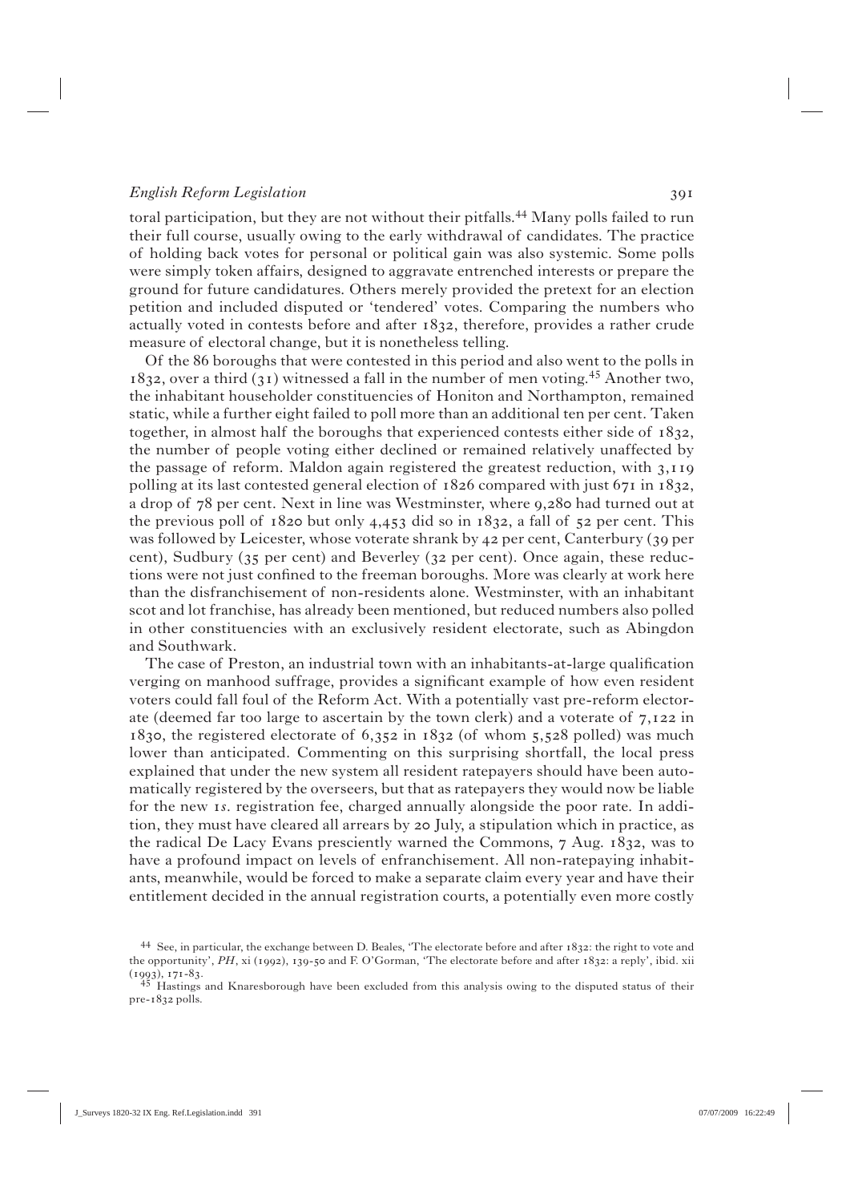toral participation, but they are not without their pitfalls.[44] Many polls failed to run their full course, usually owing to the early withdrawal of candidates. The practice of holding back votes for personal or political gain was also systemic. Some polls were simply token affairs, designed to aggravate entrenched interests or prepare the ground for future candidatures. Others merely provided the pretext for an election petition and included disputed or 'tendered' votes. Comparing the numbers who actually voted in contests before and after 1832, therefore, provides a rather crude measure of electoral change, but it is nonetheless telling.

Of the 86 boroughs that were contested in this period and also went to the polls in 1832, over a third (31) witnessed a fall in the number of men voting.[45] Another two, the inhabitant householder constituencies of Honiton and Northampton, remained static, while a further eight failed to poll more than an additional ten per cent. Taken together, in almost half the boroughs that experienced contests either side of 1832, the number of people voting either declined or remained relatively unaffected by the passage of reform. Maldon again registered the greatest reduction, with 3,119 polling at its last contested general election of 1826 compared with just 671 in 1832, a drop of 78 per cent. Next in line was Westminster, where 9,280 had turned out at the previous poll of 1820 but only 4,453 did so in 1832, a fall of 52 per cent. This was followed by Leicester, whose voterate shrank by 42 per cent, Canterbury (39 per cent), Sudbury (35 per cent) and Beverley (32 per cent). Once again, these reductions were not just confined to the freeman boroughs. More was clearly at work here than the disfranchisement of non-residents alone. Westminster, with an inhabitant scot and lot franchise, has already been mentioned, but reduced numbers also polled in other constituencies with an exclusively resident electorate, such as Abingdon and Southwark.

The case of Preston, an industrial town with an inhabitants-at-large qualification verging on manhood suffrage, provides a significant example of how even resident voters could fall foul of the Reform Act. With a potentially vast pre-reform electorate (deemed far too large to ascertain by the town clerk) and a voterate of 7,122 in 1830, the registered electorate of 6,352 in 1832 (of whom 5,528 polled) was much lower than anticipated. Commenting on this surprising shortfall, the local press explained that under the new system all resident ratepayers should have been automatically registered by the overseers, but that as ratepayers they would now be liable for the new 1*s*. registration fee, charged annually alongside the poor rate. In addition, they must have cleared all arrears by 20 July, a stipulation which in practice, as the radical De Lacy Evans presciently warned the Commons, 7 Aug. 1832, was to have a profound impact on levels of enfranchisement. All non-ratepaying inhabitants, meanwhile, would be forced to make a separate claim every year and have their entitlement decided in the annual registration courts, a potentially even more costly

[44] See, in particular, the exchange between D. Beales, 'The electorate before and after 1832: the right to vote and the opportunity', *PH*, xi (1992), 139-50 and F. O'Gorman, 'The electorate before and after 1832: a reply', ibid. xii (1993), 171-83.

[45] Hastings and Knaresborough have been excluded from this analysis owing to the disputed status of their pre-1832 polls.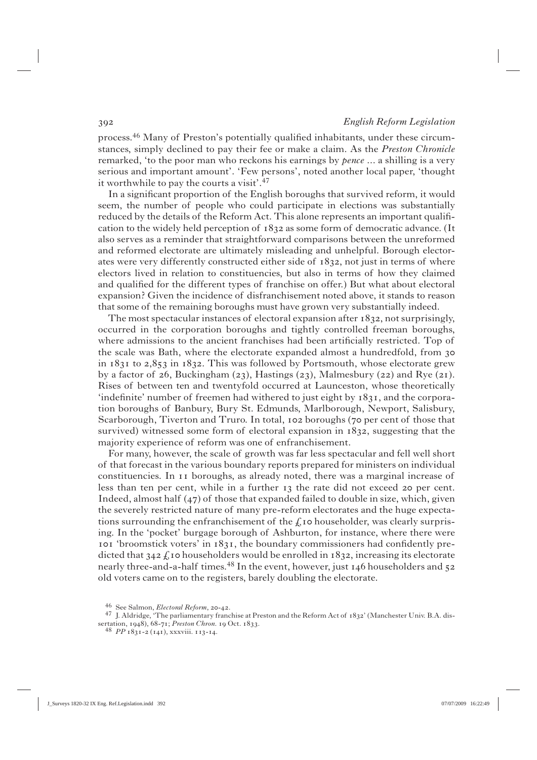process.[46] Many of Preston's potentially qualified inhabitants, under these circumstances, simply declined to pay their fee or make a claim. As the *Preston Chronicle* remarked, 'to the poor man who reckons his earnings by *pence* ... a shilling is a very serious and important amount'. 'Few persons', noted another local paper, 'thought it worthwhile to pay the courts a visit'.[47]

In a significant proportion of the English boroughs that survived reform, it would seem, the number of people who could participate in elections was substantially reduced by the details of the Reform Act. This alone represents an important qualification to the widely held perception of 1832 as some form of democratic advance. (It also serves as a reminder that straightforward comparisons between the unreformed and reformed electorate are ultimately misleading and unhelpful. Borough electorates were very differently constructed either side of 1832, not just in terms of where electors lived in relation to constituencies, but also in terms of how they claimed and qualified for the different types of franchise on offer.) But what about electoral expansion? Given the incidence of disfranchisement noted above, it stands to reason that some of the remaining boroughs must have grown very substantially indeed.

The most spectacular instances of electoral expansion after 1832, not surprisingly, occurred in the corporation boroughs and tightly controlled freeman boroughs, where admissions to the ancient franchises had been artificially restricted. Top of the scale was Bath, where the electorate expanded almost a hundredfold, from 30 in 1831 to 2,853 in 1832. This was followed by Portsmouth, whose electorate grew by a factor of 26, Buckingham (23), Hastings (23), Malmesbury (22) and Rye (21). Rises of between ten and twentyfold occurred at Launceston, whose theoretically 'indefinite' number of freemen had withered to just eight by 1831, and the corporation boroughs of Banbury, Bury St. Edmunds, Marlborough, Newport, Salisbury, Scarborough, Tiverton and Truro. In total, 102 boroughs (70 per cent of those that survived) witnessed some form of electoral expansion in 1832, suggesting that the majority experience of reform was one of enfranchisement.

For many, however, the scale of growth was far less spectacular and fell well short of that forecast in the various boundary reports prepared for ministers on individual constituencies. In 11 boroughs, as already noted, there was a marginal increase of less than ten per cent, while in a further 13 the rate did not exceed 20 per cent. Indeed, almost half (47) of those that expanded failed to double in size, which, given the severely restricted nature of many pre-reform electorates and the huge expectations surrounding the enfranchisement of the £10 householder, was clearly surprising. In the 'pocket' burgage borough of Ashburton, for instance, where there were 101 'broomstick voters' in 1831, the boundary commissioners had confidently predicted that 342 £10 householders would be enrolled in 1832, increasing its electorate nearly three-and-a-half times.[48] In the event, however, just 146 householders and 52 old voters came on to the registers, barely doubling the electorate.

---

[46] See Salmon, *Electoral Reform*, 20-42.

[47] J. Aldridge, 'The parliamentary franchise at Preston and the Reform Act of 1832' (Manchester Univ. B.A. dissertation, 1948), 68-71; *Preston Chron.* 19 Oct. 1833.

[48] *PP* 1831-2 (141), xxxviii. 113-14.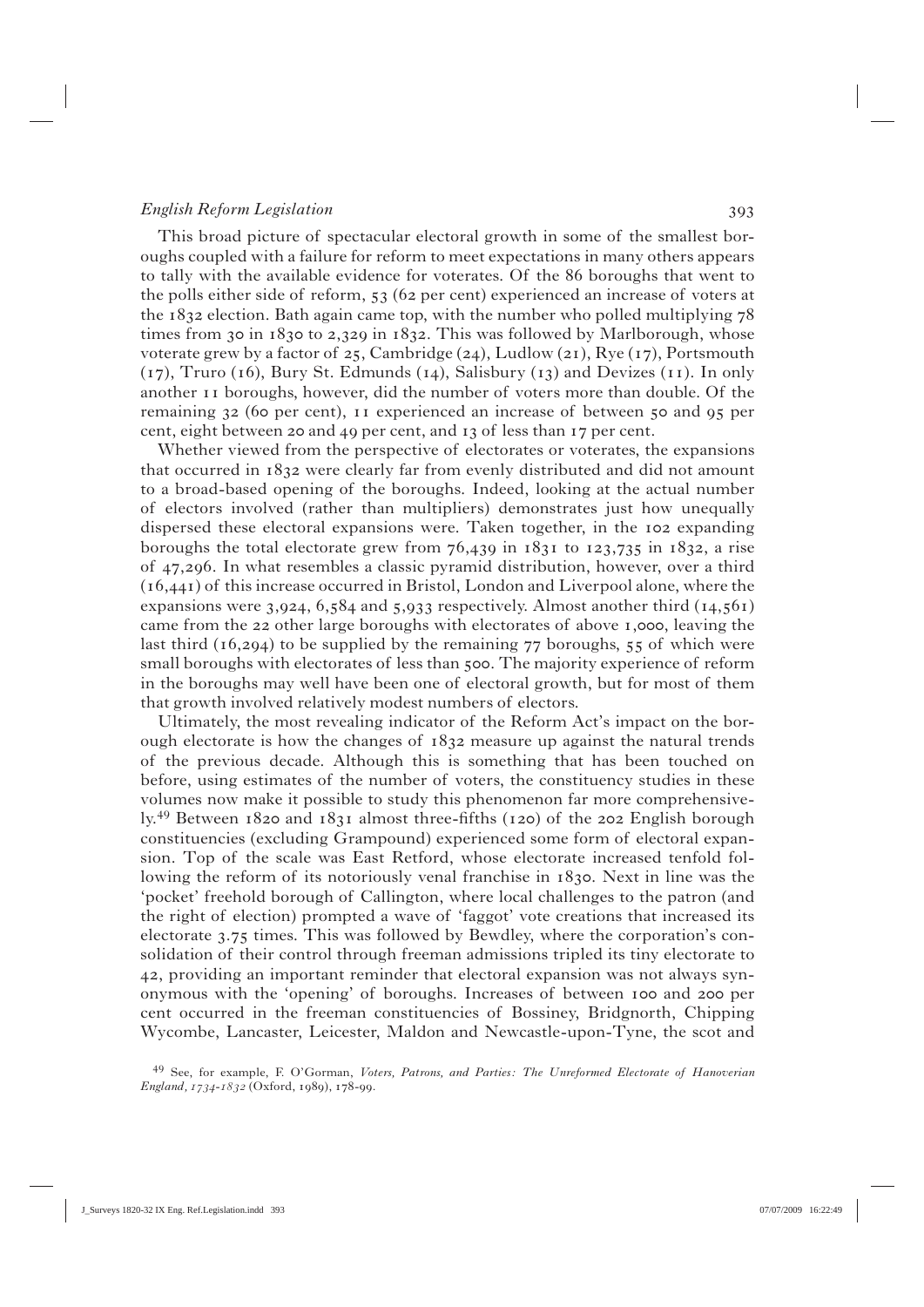This broad picture of spectacular electoral growth in some of the smallest boroughs coupled with a failure for reform to meet expectations in many others appears to tally with the available evidence for voterates. Of the 86 boroughs that went to the polls either side of reform, 53 (62 per cent) experienced an increase of voters at the 1832 election. Bath again came top, with the number who polled multiplying 78 times from 30 in 1830 to 2,329 in 1832. This was followed by Marlborough, whose voterate grew by a factor of 25, Cambridge (24), Ludlow (21), Rye (17), Portsmouth (17), Truro (16), Bury St. Edmunds (14), Salisbury (13) and Devizes (11). In only another 11 boroughs, however, did the number of voters more than double. Of the remaining 32 (60 per cent), 11 experienced an increase of between 50 and 95 per cent, eight between 20 and 49 per cent, and 13 of less than 17 per cent.

Whether viewed from the perspective of electorates or voterates, the expansions that occurred in 1832 were clearly far from evenly distributed and did not amount to a broad-based opening of the boroughs. Indeed, looking at the actual number of electors involved (rather than multipliers) demonstrates just how unequally dispersed these electoral expansions were. Taken together, in the 102 expanding boroughs the total electorate grew from 76,439 in 1831 to 123,735 in 1832, a rise of 47,296. In what resembles a classic pyramid distribution, however, over a third (16,441) of this increase occurred in Bristol, London and Liverpool alone, where the expansions were 3,924, 6,584 and 5,933 respectively. Almost another third (14,561) came from the 22 other large boroughs with electorates of above 1,000, leaving the last third (16,294) to be supplied by the remaining 77 boroughs, 55 of which were small boroughs with electorates of less than 500. The majority experience of reform in the boroughs may well have been one of electoral growth, but for most of them that growth involved relatively modest numbers of electors.

Ultimately, the most revealing indicator of the Reform Act's impact on the borough electorate is how the changes of 1832 measure up against the natural trends of the previous decade. Although this is something that has been touched on before, using estimates of the number of voters, the constituency studies in these volumes now make it possible to study this phenomenon far more comprehensively.[49] Between 1820 and 1831 almost three-fifths (120) of the 202 English borough constituencies (excluding Grampound) experienced some form of electoral expansion. Top of the scale was East Retford, whose electorate increased tenfold following the reform of its notoriously venal franchise in 1830. Next in line was the 'pocket' freehold borough of Callington, where local challenges to the patron (and the right of election) prompted a wave of 'faggot' vote creations that increased its electorate 3.75 times. This was followed by Bewdley, where the corporation's consolidation of their control through freeman admissions tripled its tiny electorate to 42, providing an important reminder that electoral expansion was not always synonymous with the 'opening' of boroughs. Increases of between 100 and 200 per cent occurred in the freeman constituencies of Bossiney, Bridgnorth, Chipping Wycombe, Lancaster, Leicester, Maldon and Newcastle-upon-Tyne, the scot and

[49] See, for example, F. O'Gorman, *Voters, Patrons, and Parties: The Unreformed Electorate of Hanoverian England, 1734-1832* (Oxford, 1989), 178-99.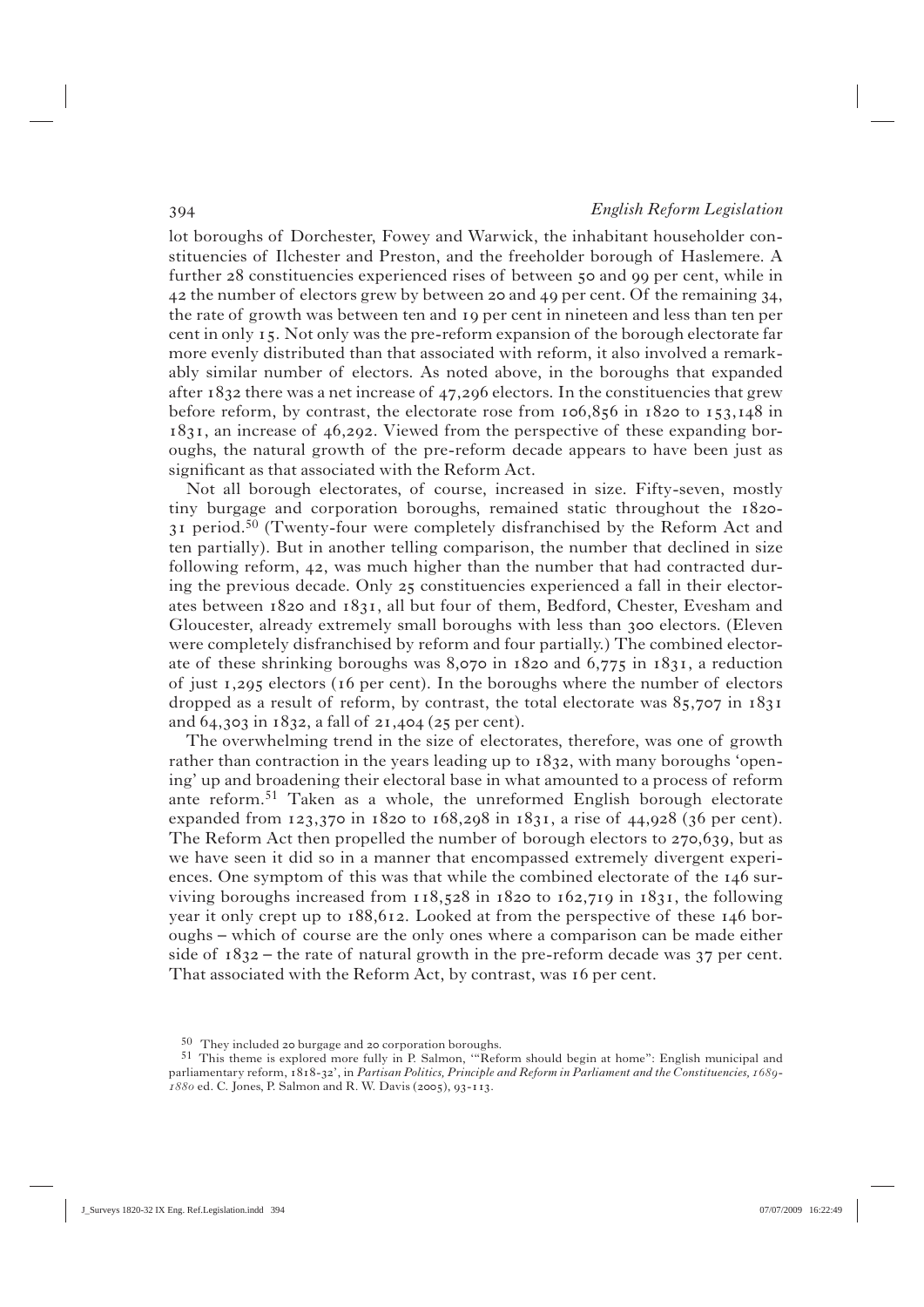lot boroughs of Dorchester, Fowey and Warwick, the inhabitant householder constituencies of Ilchester and Preston, and the freeholder borough of Haslemere. A further 28 constituencies experienced rises of between 50 and 99 per cent, while in 42 the number of electors grew by between 20 and 49 per cent. Of the remaining 34, the rate of growth was between ten and 19 per cent in nineteen and less than ten per cent in only 15. Not only was the pre-reform expansion of the borough electorate far more evenly distributed than that associated with reform, it also involved a remarkably similar number of electors. As noted above, in the boroughs that expanded after 1832 there was a net increase of 47,296 electors. In the constituencies that grew before reform, by contrast, the electorate rose from 106,856 in 1820 to 153,148 in 1831, an increase of 46,292. Viewed from the perspective of these expanding boroughs, the natural growth of the pre-reform decade appears to have been just as significant as that associated with the Reform Act.

Not all borough electorates, of course, increased in size. Fifty-seven, mostly tiny burgage and corporation boroughs, remained static throughout the 1820-31 period.[50] (Twenty-four were completely disfranchised by the Reform Act and ten partially). But in another telling comparison, the number that declined in size following reform, 42, was much higher than the number that had contracted during the previous decade. Only 25 constituencies experienced a fall in their electorates between 1820 and 1831, all but four of them, Bedford, Chester, Evesham and Gloucester, already extremely small boroughs with less than 300 electors. (Eleven were completely disfranchised by reform and four partially.) The combined electorate of these shrinking boroughs was 8,070 in 1820 and 6,775 in 1831, a reduction of just 1,295 electors (16 per cent). In the boroughs where the number of electors dropped as a result of reform, by contrast, the total electorate was 85,707 in 1831 and 64,303 in 1832, a fall of 21,404 (25 per cent).

The overwhelming trend in the size of electorates, therefore, was one of growth rather than contraction in the years leading up to 1832, with many boroughs 'opening' up and broadening their electoral base in what amounted to a process of reform ante reform.[51] Taken as a whole, the unreformed English borough electorate expanded from 123,370 in 1820 to 168,298 in 1831, a rise of 44,928 (36 per cent). The Reform Act then propelled the number of borough electors to 270,639, but as we have seen it did so in a manner that encompassed extremely divergent experiences. One symptom of this was that while the combined electorate of the 146 surviving boroughs increased from 118,528 in 1820 to 162,719 in 1831, the following year it only crept up to 188,612. Looked at from the perspective of these 146 boroughs – which of course are the only ones where a comparison can be made either side of 1832 – the rate of natural growth in the pre-reform decade was 37 per cent. That associated with the Reform Act, by contrast, was 16 per cent.

---

[50] They included 20 burgage and 20 corporation boroughs.

[51] This theme is explored more fully in P. Salmon, '"Reform should begin at home": English municipal and parliamentary reform, 1818-32', in *Partisan Politics, Principle and Reform in Parliament and the Constituencies, 1689-1880* ed. C. Jones, P. Salmon and R. W. Davis (2005), 93-113.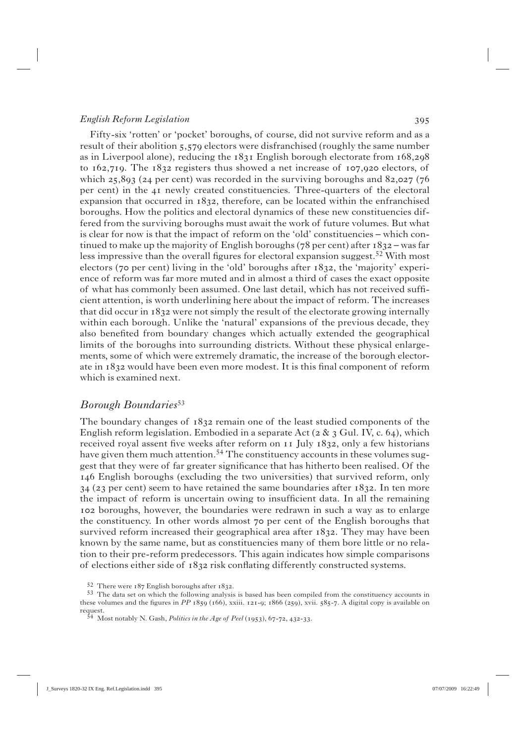Fifty-six 'rotten' or 'pocket' boroughs, of course, did not survive reform and as a result of their abolition 5,579 electors were disfranchised (roughly the same number as in Liverpool alone), reducing the 1831 English borough electorate from 168,298 to 162,719. The 1832 registers thus showed a net increase of 107,920 electors, of which 25,893 (24 per cent) was recorded in the surviving boroughs and 82,027 (76 per cent) in the 41 newly created constituencies. Three-quarters of the electoral expansion that occurred in 1832, therefore, can be located within the enfranchised boroughs. How the politics and electoral dynamics of these new constituencies differed from the surviving boroughs must await the work of future volumes. But what is clear for now is that the impact of reform on the 'old' constituencies – which continued to make up the majority of English boroughs (78 per cent) after 1832 – was far less impressive than the overall figures for electoral expansion suggest.[52] With most electors (70 per cent) living in the 'old' boroughs after 1832, the 'majority' experience of reform was far more muted and in almost a third of cases the exact opposite of what has commonly been assumed. One last detail, which has not received sufficient attention, is worth underlining here about the impact of reform. The increases that did occur in 1832 were not simply the result of the electorate growing internally within each borough. Unlike the 'natural' expansions of the previous decade, they also benefited from boundary changes which actually extended the geographical limits of the boroughs into surrounding districts. Without these physical enlargements, some of which were extremely dramatic, the increase of the borough electorate in 1832 would have been even more modest. It is this final component of reform which is examined next.

## *Borough Boundaries*[53]

The boundary changes of 1832 remain one of the least studied components of the English reform legislation. Embodied in a separate Act (2 & 3 Gul. IV, c. 64), which received royal assent five weeks after reform on 11 July 1832, only a few historians have given them much attention.[54] The constituency accounts in these volumes suggest that they were of far greater significance that has hitherto been realised. Of the 146 English boroughs (excluding the two universities) that survived reform, only 34 (23 per cent) seem to have retained the same boundaries after 1832. In ten more the impact of reform is uncertain owing to insufficient data. In all the remaining 102 boroughs, however, the boundaries were redrawn in such a way as to enlarge the constituency. In other words almost 70 per cent of the English boroughs that survived reform increased their geographical area after 1832. They may have been known by the same name, but as constituencies many of them bore little or no relation to their pre-reform predecessors. This again indicates how simple comparisons of elections either side of 1832 risk conflating differently constructed systems.

[52] There were 187 English boroughs after 1832.

[53] The data set on which the following analysis is based has been compiled from the constituency accounts in these volumes and the figures in *PP* 1859 (166), xxiii. 121-9; 1866 (259), xvii. 585-7. A digital copy is available on request.

[54] Most notably N. Gash, *Politics in the Age of Peel* (1953), 67-72, 432-33.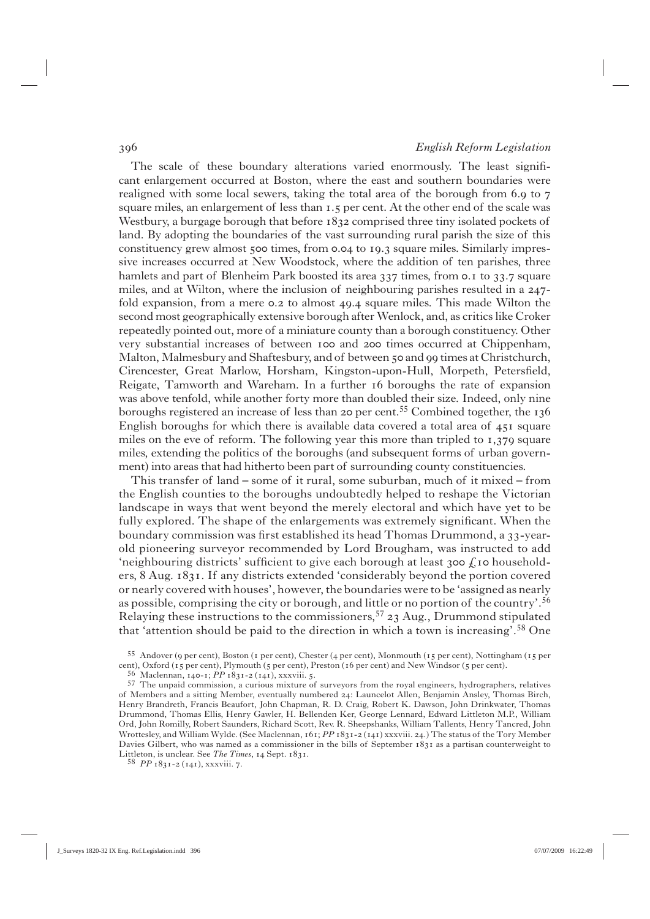The scale of these boundary alterations varied enormously. The least significant enlargement occurred at Boston, where the east and southern boundaries were realigned with some local sewers, taking the total area of the borough from 6.9 to 7 square miles, an enlargement of less than 1.5 per cent. At the other end of the scale was Westbury, a burgage borough that before 1832 comprised three tiny isolated pockets of land. By adopting the boundaries of the vast surrounding rural parish the size of this constituency grew almost 500 times, from 0.04 to 19.3 square miles. Similarly impressive increases occurred at New Woodstock, where the addition of ten parishes, three hamlets and part of Blenheim Park boosted its area 337 times, from 0.1 to 33.7 square miles, and at Wilton, where the inclusion of neighbouring parishes resulted in a 247-fold expansion, from a mere 0.2 to almost 49.4 square miles. This made Wilton the second most geographically extensive borough after Wenlock, and, as critics like Croker repeatedly pointed out, more of a miniature county than a borough constituency. Other very substantial increases of between 100 and 200 times occurred at Chippenham, Malton, Malmesbury and Shaftesbury, and of between 50 and 99 times at Christchurch, Cirencester, Great Marlow, Horsham, Kingston-upon-Hull, Morpeth, Petersfield, Reigate, Tamworth and Wareham. In a further 16 boroughs the rate of expansion was above tenfold, while another forty more than doubled their size. Indeed, only nine boroughs registered an increase of less than 20 per cent.[55] Combined together, the 136 English boroughs for which there is available data covered a total area of 451 square miles on the eve of reform. The following year this more than tripled to 1,379 square miles, extending the politics of the boroughs (and subsequent forms of urban government) into areas that had hitherto been part of surrounding county constituencies.

This transfer of land – some of it rural, some suburban, much of it mixed – from the English counties to the boroughs undoubtedly helped to reshape the Victorian landscape in ways that went beyond the merely electoral and which have yet to be fully explored. The shape of the enlargements was extremely significant. When the boundary commission was first established its head Thomas Drummond, a 33-year-old pioneering surveyor recommended by Lord Brougham, was instructed to add 'neighbouring districts' sufficient to give each borough at least 300 £10 householders, 8 Aug. 1831. If any districts extended 'considerably beyond the portion covered or nearly covered with houses', however, the boundaries were to be 'assigned as nearly as possible, comprising the city or borough, and little or no portion of the country'.[56] Relaying these instructions to the commissioners,[57] 23 Aug., Drummond stipulated that 'attention should be paid to the direction in which a town is increasing'.[58] One

---

[55] Andover (9 per cent), Boston (1 per cent), Chester (4 per cent), Monmouth (15 per cent), Nottingham (15 per cent), Oxford (15 per cent), Plymouth (5 per cent), Preston (16 per cent) and New Windsor (5 per cent).

[56] Maclennan, 140-1; *PP* 1831-2 (141), xxxviii. 5.

[57] The unpaid commission, a curious mixture of surveyors from the royal engineers, hydrographers, relatives of Members and a sitting Member, eventually numbered 24: Launcelot Allen, Benjamin Ansley, Thomas Birch, Henry Brandreth, Francis Beaufort, John Chapman, R. D. Craig, Robert K. Dawson, John Drinkwater, Thomas Drummond, Thomas Ellis, Henry Gawler, H. Bellenden Ker, George Lennard, Edward Littleton M.P., William Ord, John Romilly, Robert Saunders, Richard Scott, Rev. R. Sheepshanks, William Tallents, Henry Tancred, John Wrottesley, and William Wylde. (See Maclennan, 161; *PP* 1831-2 (141) xxxviii. 24.) The status of the Tory Member Davies Gilbert, who was named as a commissioner in the bills of September 1831 as a partisan counterweight to Littleton, is unclear. See *The Times*, 14 Sept. 1831.

[58] *PP* 1831-2 (141), xxxviii. 7.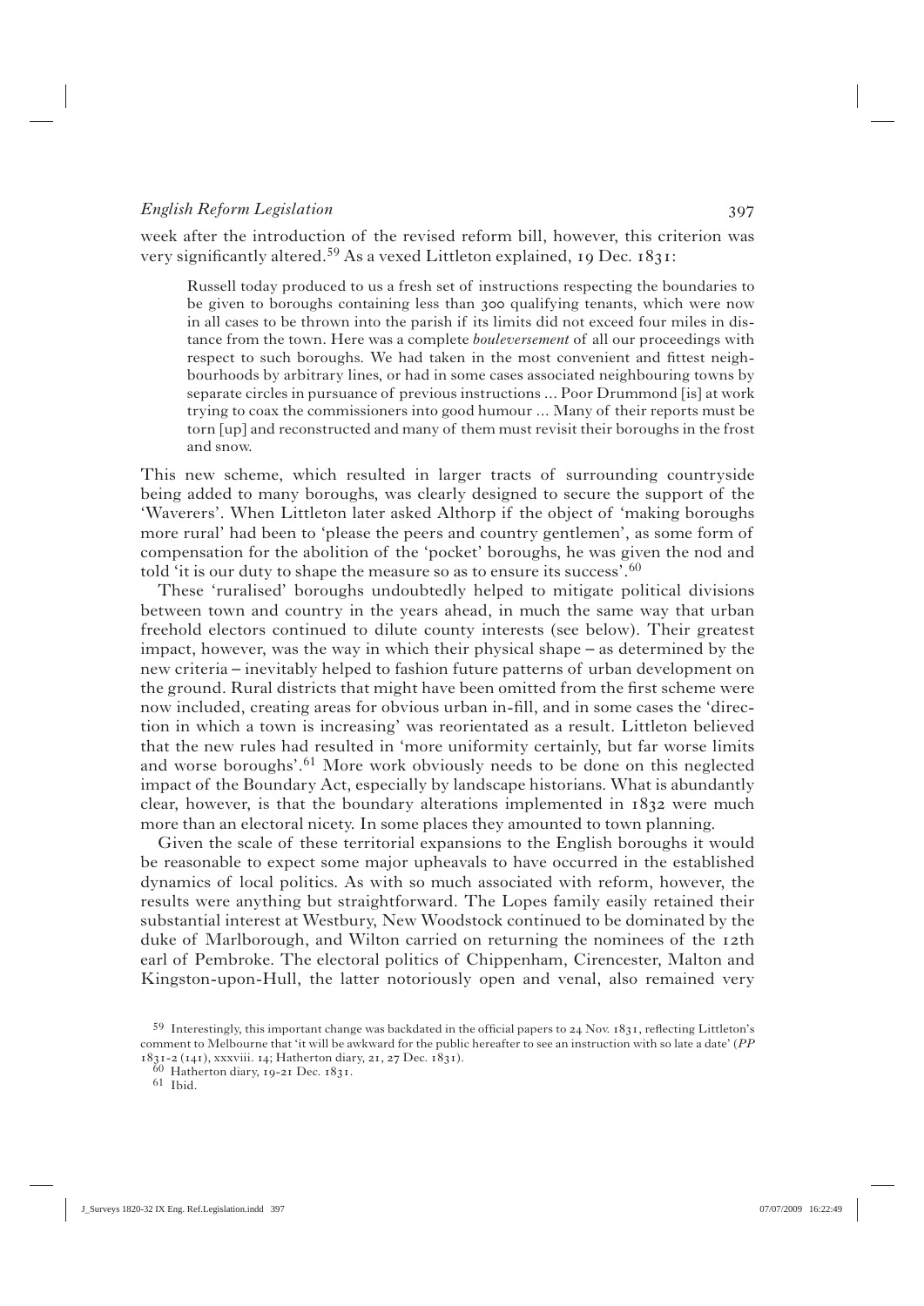week after the introduction of the revised reform bill, however, this criterion was very significantly altered.[59] As a vexed Littleton explained, 19 Dec. 1831:

> Russell today produced to us a fresh set of instructions respecting the boundaries to be given to boroughs containing less than 300 qualifying tenants, which were now in all cases to be thrown into the parish if its limits did not exceed four miles in distance from the town. Here was a complete *bouleversement* of all our proceedings with respect to such boroughs. We had taken in the most convenient and fittest neighbourhoods by arbitrary lines, or had in some cases associated neighbouring towns by separate circles in pursuance of previous instructions ... Poor Drummond [is] at work trying to coax the commissioners into good humour ... Many of their reports must be torn [up] and reconstructed and many of them must revisit their boroughs in the frost and snow.

This new scheme, which resulted in larger tracts of surrounding countryside being added to many boroughs, was clearly designed to secure the support of the 'Waverers'. When Littleton later asked Althorp if the object of 'making boroughs more rural' had been to 'please the peers and country gentlemen', as some form of compensation for the abolition of the 'pocket' boroughs, he was given the nod and told 'it is our duty to shape the measure so as to ensure its success'.[60]

These 'ruralised' boroughs undoubtedly helped to mitigate political divisions between town and country in the years ahead, in much the same way that urban freehold electors continued to dilute county interests (see below). Their greatest impact, however, was the way in which their physical shape – as determined by the new criteria – inevitably helped to fashion future patterns of urban development on the ground. Rural districts that might have been omitted from the first scheme were now included, creating areas for obvious urban in-fill, and in some cases the 'direction in which a town is increasing' was reorientated as a result. Littleton believed that the new rules had resulted in 'more uniformity certainly, but far worse limits and worse boroughs'.[61] More work obviously needs to be done on this neglected impact of the Boundary Act, especially by landscape historians. What is abundantly clear, however, is that the boundary alterations implemented in 1832 were much more than an electoral nicety. In some places they amounted to town planning.

Given the scale of these territorial expansions to the English boroughs it would be reasonable to expect some major upheavals to have occurred in the established dynamics of local politics. As with so much associated with reform, however, the results were anything but straightforward. The Lopes family easily retained their substantial interest at Westbury, New Woodstock continued to be dominated by the duke of Marlborough, and Wilton carried on returning the nominees of the 12th earl of Pembroke. The electoral politics of Chippenham, Cirencester, Malton and Kingston-upon-Hull, the latter notoriously open and venal, also remained very

[59] Interestingly, this important change was backdated in the official papers to 24 Nov. 1831, reflecting Littleton's comment to Melbourne that 'it will be awkward for the public hereafter to see an instruction with so late a date' (*PP* 1831-2 (141), xxxviii. 14; Hatherton diary, 21, 27 Dec. 1831).

[60] Hatherton diary, 19-21 Dec. 1831.

[61] Ibid.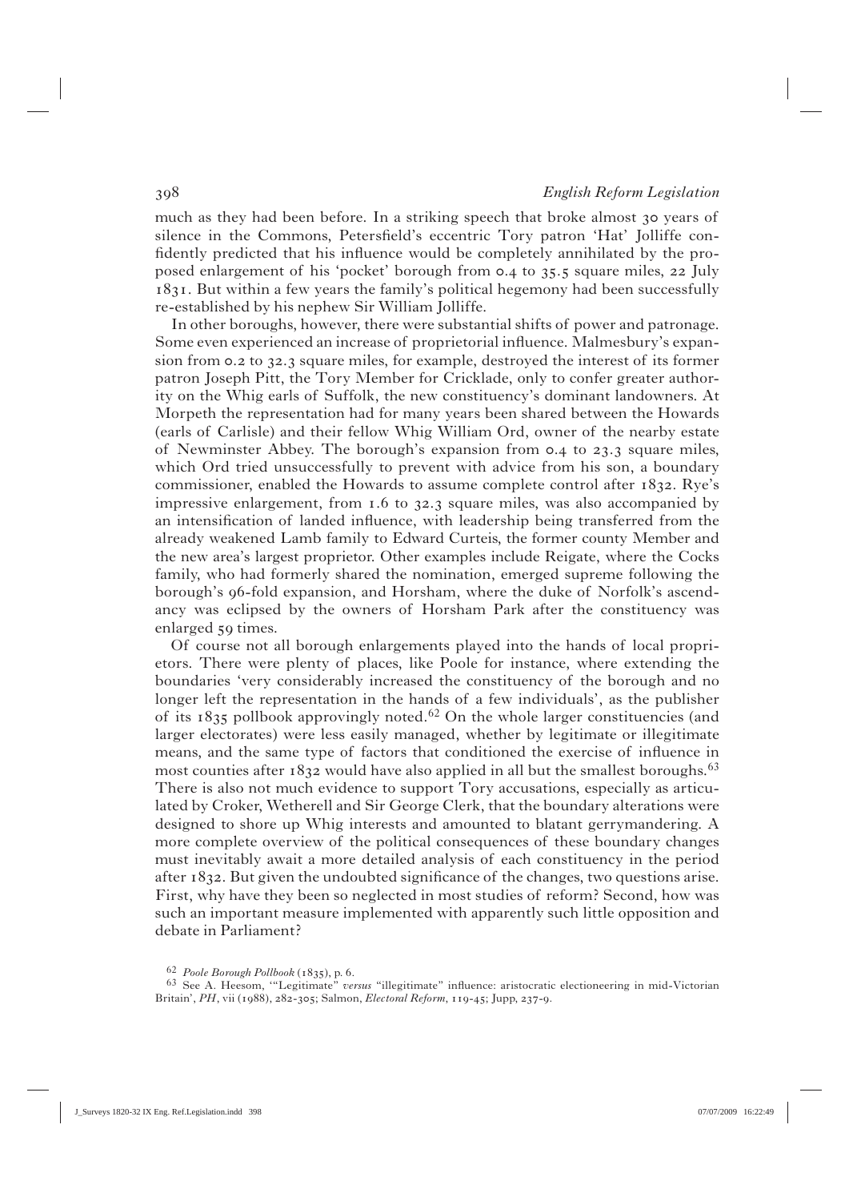much as they had been before. In a striking speech that broke almost 30 years of silence in the Commons, Petersfield's eccentric Tory patron 'Hat' Jolliffe confidently predicted that his influence would be completely annihilated by the proposed enlargement of his 'pocket' borough from 0.4 to 35.5 square miles, 22 July 1831. But within a few years the family's political hegemony had been successfully re-established by his nephew Sir William Jolliffe.

In other boroughs, however, there were substantial shifts of power and patronage. Some even experienced an increase of proprietorial influence. Malmesbury's expansion from 0.2 to 32.3 square miles, for example, destroyed the interest of its former patron Joseph Pitt, the Tory Member for Cricklade, only to confer greater authority on the Whig earls of Suffolk, the new constituency's dominant landowners. At Morpeth the representation had for many years been shared between the Howards (earls of Carlisle) and their fellow Whig William Ord, owner of the nearby estate of Newminster Abbey. The borough's expansion from 0.4 to 23.3 square miles, which Ord tried unsuccessfully to prevent with advice from his son, a boundary commissioner, enabled the Howards to assume complete control after 1832. Rye's impressive enlargement, from 1.6 to 32.3 square miles, was also accompanied by an intensification of landed influence, with leadership being transferred from the already weakened Lamb family to Edward Curteis, the former county Member and the new area's largest proprietor. Other examples include Reigate, where the Cocks family, who had formerly shared the nomination, emerged supreme following the borough's 96-fold expansion, and Horsham, where the duke of Norfolk's ascendancy was eclipsed by the owners of Horsham Park after the constituency was enlarged 59 times.

Of course not all borough enlargements played into the hands of local proprietors. There were plenty of places, like Poole for instance, where extending the boundaries 'very considerably increased the constituency of the borough and no longer left the representation in the hands of a few individuals', as the publisher of its 1835 pollbook approvingly noted.[62] On the whole larger constituencies (and larger electorates) were less easily managed, whether by legitimate or illegitimate means, and the same type of factors that conditioned the exercise of influence in most counties after 1832 would have also applied in all but the smallest boroughs.[63] There is also not much evidence to support Tory accusations, especially as articulated by Croker, Wetherell and Sir George Clerk, that the boundary alterations were designed to shore up Whig interests and amounted to blatant gerrymandering. A more complete overview of the political consequences of these boundary changes must inevitably await a more detailed analysis of each constituency in the period after 1832. But given the undoubted significance of the changes, two questions arise. First, why have they been so neglected in most studies of reform? Second, how was such an important measure implemented with apparently such little opposition and debate in Parliament?

[62] *Poole Borough Pollbook* (1835), p. 6.

[63] See A. Heesom, '"Legitimate" *versus* "illegitimate" influence: aristocratic electioneering in mid-Victorian Britain', *PH*, vii (1988), 282-305; Salmon, *Electoral Reform*, 119-45; Jupp, 237-9.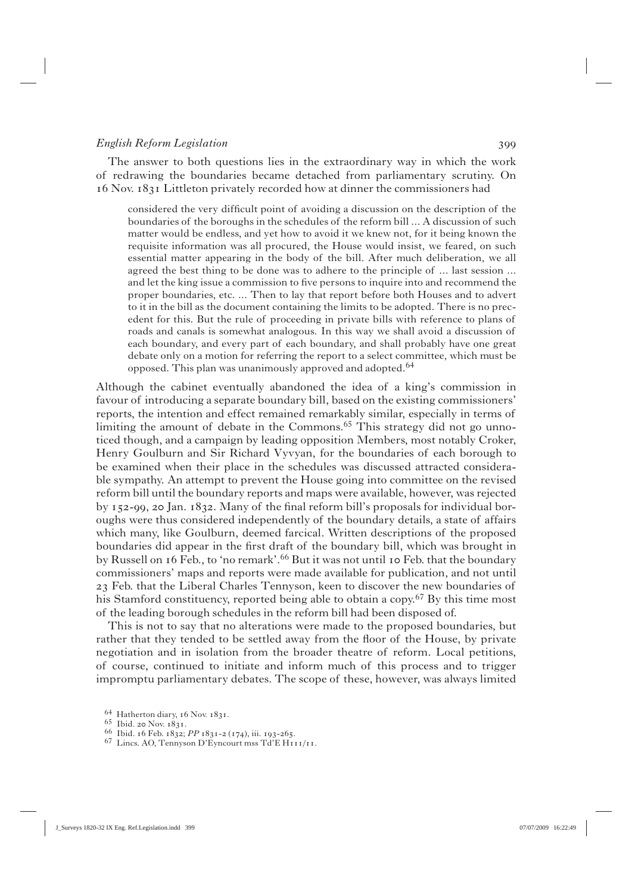The answer to both questions lies in the extraordinary way in which the work of redrawing the boundaries became detached from parliamentary scrutiny. On 16 Nov. 1831 Littleton privately recorded how at dinner the commissioners had

> considered the very difficult point of avoiding a discussion on the description of the boundaries of the boroughs in the schedules of the reform bill ... A discussion of such matter would be endless, and yet how to avoid it we knew not, for it being known the requisite information was all procured, the House would insist, we feared, on such essential matter appearing in the body of the bill. After much deliberation, we all agreed the best thing to be done was to adhere to the principle of ... last session ... and let the king issue a commission to five persons to inquire into and recommend the proper boundaries, etc. ... Then to lay that report before both Houses and to advert to it in the bill as the document containing the limits to be adopted. There is no precedent for this. But the rule of proceeding in private bills with reference to plans of roads and canals is somewhat analogous. In this way we shall avoid a discussion of each boundary, and every part of each boundary, and shall probably have one great debate only on a motion for referring the report to a select committee, which must be opposed. This plan was unanimously approved and adopted.[64]

Although the cabinet eventually abandoned the idea of a king's commission in favour of introducing a separate boundary bill, based on the existing commissioners' reports, the intention and effect remained remarkably similar, especially in terms of limiting the amount of debate in the Commons.[65] This strategy did not go unnoticed though, and a campaign by leading opposition Members, most notably Croker, Henry Goulburn and Sir Richard Vyvyan, for the boundaries of each borough to be examined when their place in the schedules was discussed attracted considerable sympathy. An attempt to prevent the House going into committee on the revised reform bill until the boundary reports and maps were available, however, was rejected by 152-99, 20 Jan. 1832. Many of the final reform bill's proposals for individual boroughs were thus considered independently of the boundary details, a state of affairs which many, like Goulburn, deemed farcical. Written descriptions of the proposed boundaries did appear in the first draft of the boundary bill, which was brought in by Russell on 16 Feb., to 'no remark'.[66] But it was not until 10 Feb. that the boundary commissioners' maps and reports were made available for publication, and not until 23 Feb. that the Liberal Charles Tennyson, keen to discover the new boundaries of his Stamford constituency, reported being able to obtain a copy.[67] By this time most of the leading borough schedules in the reform bill had been disposed of.

This is not to say that no alterations were made to the proposed boundaries, but rather that they tended to be settled away from the floor of the House, by private negotiation and in isolation from the broader theatre of reform. Local petitions, of course, continued to initiate and inform much of this process and to trigger impromptu parliamentary debates. The scope of these, however, was always limited

---

[64] Hatherton diary, 16 Nov. 1831.

[65] Ibid. 20 Nov. 1831.

[66] Ibid. 16 Feb. 1832; *PP* 1831-2 (174), iii. 193-265.

[67] Lincs. AO, Tennyson D'Eyncourt mss Td'E H111/11.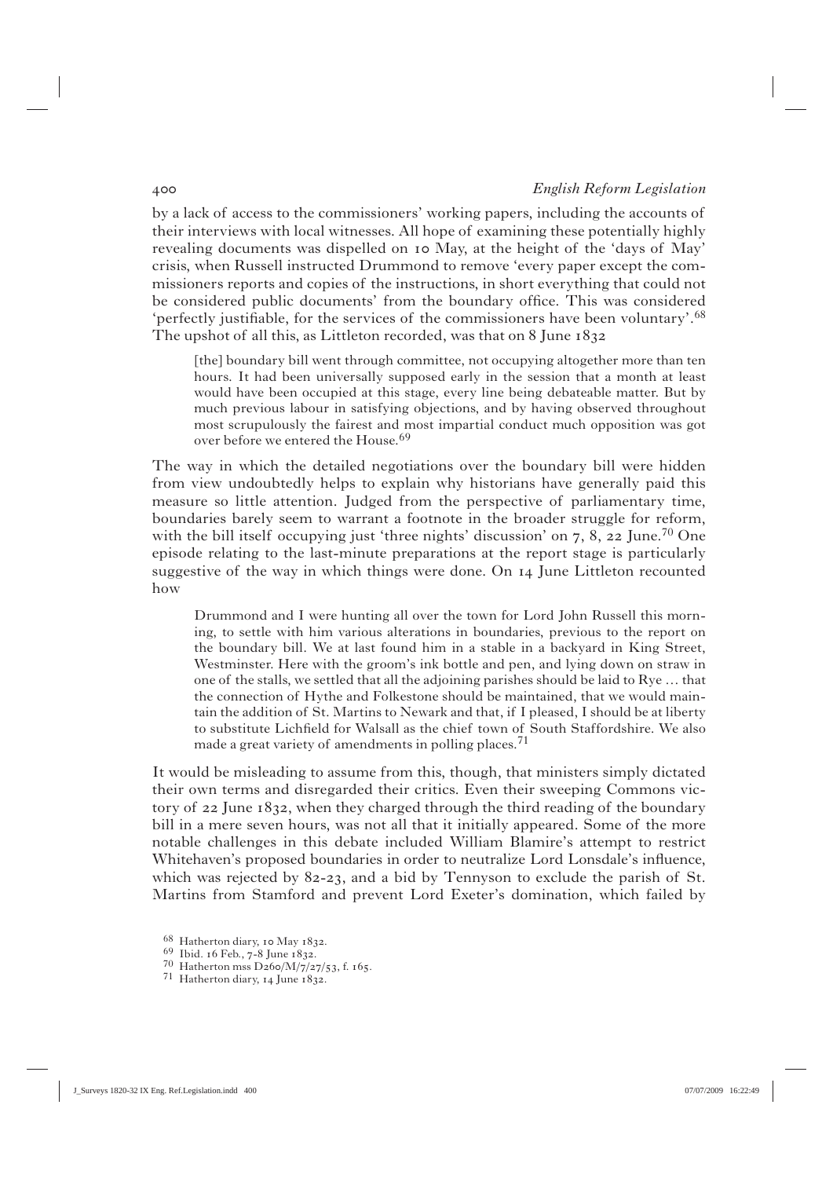by a lack of access to the commissioners' working papers, including the accounts of their interviews with local witnesses. All hope of examining these potentially highly revealing documents was dispelled on 10 May, at the height of the 'days of May' crisis, when Russell instructed Drummond to remove 'every paper except the commissioners reports and copies of the instructions, in short everything that could not be considered public documents' from the boundary office. This was considered 'perfectly justifiable, for the services of the commissioners have been voluntary'.[68] The upshot of all this, as Littleton recorded, was that on 8 June 1832

> [the] boundary bill went through committee, not occupying altogether more than ten hours. It had been universally supposed early in the session that a month at least would have been occupied at this stage, every line being debateable matter. But by much previous labour in satisfying objections, and by having observed throughout most scrupulously the fairest and most impartial conduct much opposition was got over before we entered the House.[69]

The way in which the detailed negotiations over the boundary bill were hidden from view undoubtedly helps to explain why historians have generally paid this measure so little attention. Judged from the perspective of parliamentary time, boundaries barely seem to warrant a footnote in the broader struggle for reform, with the bill itself occupying just 'three nights' discussion' on 7, 8, 22 June.[70] One episode relating to the last-minute preparations at the report stage is particularly suggestive of the way in which things were done. On 14 June Littleton recounted how

> Drummond and I were hunting all over the town for Lord John Russell this morning, to settle with him various alterations in boundaries, previous to the report on the boundary bill. We at last found him in a stable in a backyard in King Street, Westminster. Here with the groom's ink bottle and pen, and lying down on straw in one of the stalls, we settled that all the adjoining parishes should be laid to Rye … that the connection of Hythe and Folkestone should be maintained, that we would maintain the addition of St. Martins to Newark and that, if I pleased, I should be at liberty to substitute Lichfield for Walsall as the chief town of South Staffordshire. We also made a great variety of amendments in polling places.[71]

It would be misleading to assume from this, though, that ministers simply dictated their own terms and disregarded their critics. Even their sweeping Commons victory of 22 June 1832, when they charged through the third reading of the boundary bill in a mere seven hours, was not all that it initially appeared. Some of the more notable challenges in this debate included William Blamire's attempt to restrict Whitehaven's proposed boundaries in order to neutralize Lord Lonsdale's influence, which was rejected by 82-23, and a bid by Tennyson to exclude the parish of St. Martins from Stamford and prevent Lord Exeter's domination, which failed by

---

[68] Hatherton diary, 10 May 1832.

[69] Ibid. 16 Feb., 7-8 June 1832.

[70] Hatherton mss D260/M/7/27/53, f. 165.

[71] Hatherton diary, 14 June 1832.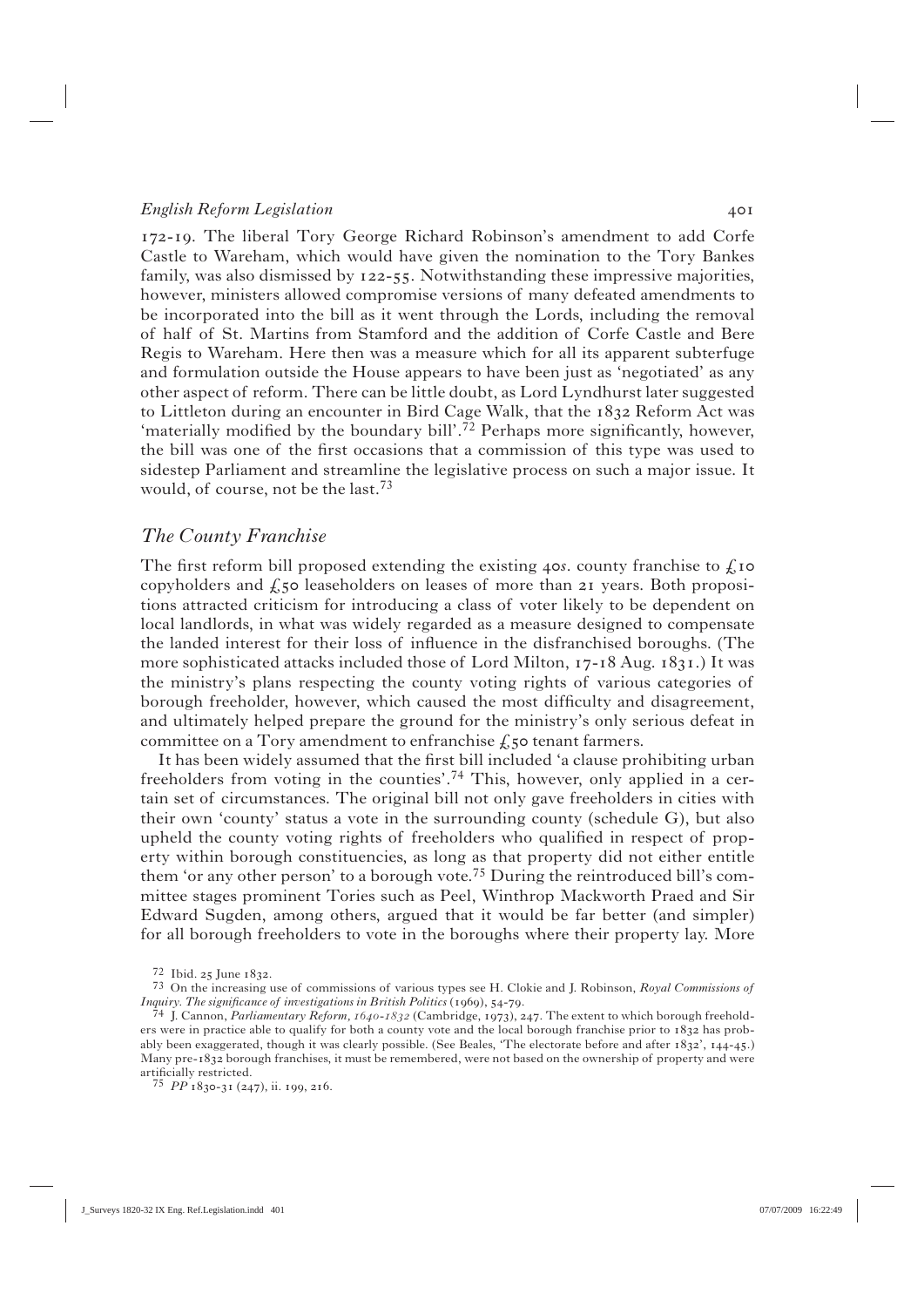172-19. The liberal Tory George Richard Robinson's amendment to add Corfe Castle to Wareham, which would have given the nomination to the Tory Bankes family, was also dismissed by 122-55. Notwithstanding these impressive majorities, however, ministers allowed compromise versions of many defeated amendments to be incorporated into the bill as it went through the Lords, including the removal of half of St. Martins from Stamford and the addition of Corfe Castle and Bere Regis to Wareham. Here then was a measure which for all its apparent subterfuge and formulation outside the House appears to have been just as 'negotiated' as any other aspect of reform. There can be little doubt, as Lord Lyndhurst later suggested to Littleton during an encounter in Bird Cage Walk, that the 1832 Reform Act was 'materially modified by the boundary bill'.[72] Perhaps more significantly, however, the bill was one of the first occasions that a commission of this type was used to sidestep Parliament and streamline the legislative process on such a major issue. It would, of course, not be the last.[73]

## *The County Franchise*

The first reform bill proposed extending the existing 40*s*. county franchise to £10 copyholders and £50 leaseholders on leases of more than 21 years. Both propositions attracted criticism for introducing a class of voter likely to be dependent on local landlords, in what was widely regarded as a measure designed to compensate the landed interest for their loss of influence in the disfranchised boroughs. (The more sophisticated attacks included those of Lord Milton, 17-18 Aug. 1831.) It was the ministry's plans respecting the county voting rights of various categories of borough freeholder, however, which caused the most difficulty and disagreement, and ultimately helped prepare the ground for the ministry's only serious defeat in committee on a Tory amendment to enfranchise £50 tenant farmers.

It has been widely assumed that the first bill included 'a clause prohibiting urban freeholders from voting in the counties'.[74] This, however, only applied in a certain set of circumstances. The original bill not only gave freeholders in cities with their own 'county' status a vote in the surrounding county (schedule G), but also upheld the county voting rights of freeholders who qualified in respect of property within borough constituencies, as long as that property did not either entitle them 'or any other person' to a borough vote.[75] During the reintroduced bill's committee stages prominent Tories such as Peel, Winthrop Mackworth Praed and Sir Edward Sugden, among others, argued that it would be far better (and simpler) for all borough freeholders to vote in the boroughs where their property lay. More

72 Ibid. 25 June 1832.

73 On the increasing use of commissions of various types see H. Clokie and J. Robinson, *Royal Commissions of Inquiry. The significance of investigations in British Politics* (1969), 54-79.

74 J. Cannon, *Parliamentary Reform, 1640-1832* (Cambridge, 1973), 247. The extent to which borough freeholders were in practice able to qualify for both a county vote and the local borough franchise prior to 1832 has probably been exaggerated, though it was clearly possible. (See Beales, 'The electorate before and after 1832', 144-45.) Many pre-1832 borough franchises, it must be remembered, were not based on the ownership of property and were artificially restricted.

75 *PP* 1830-31 (247), ii. 199, 216.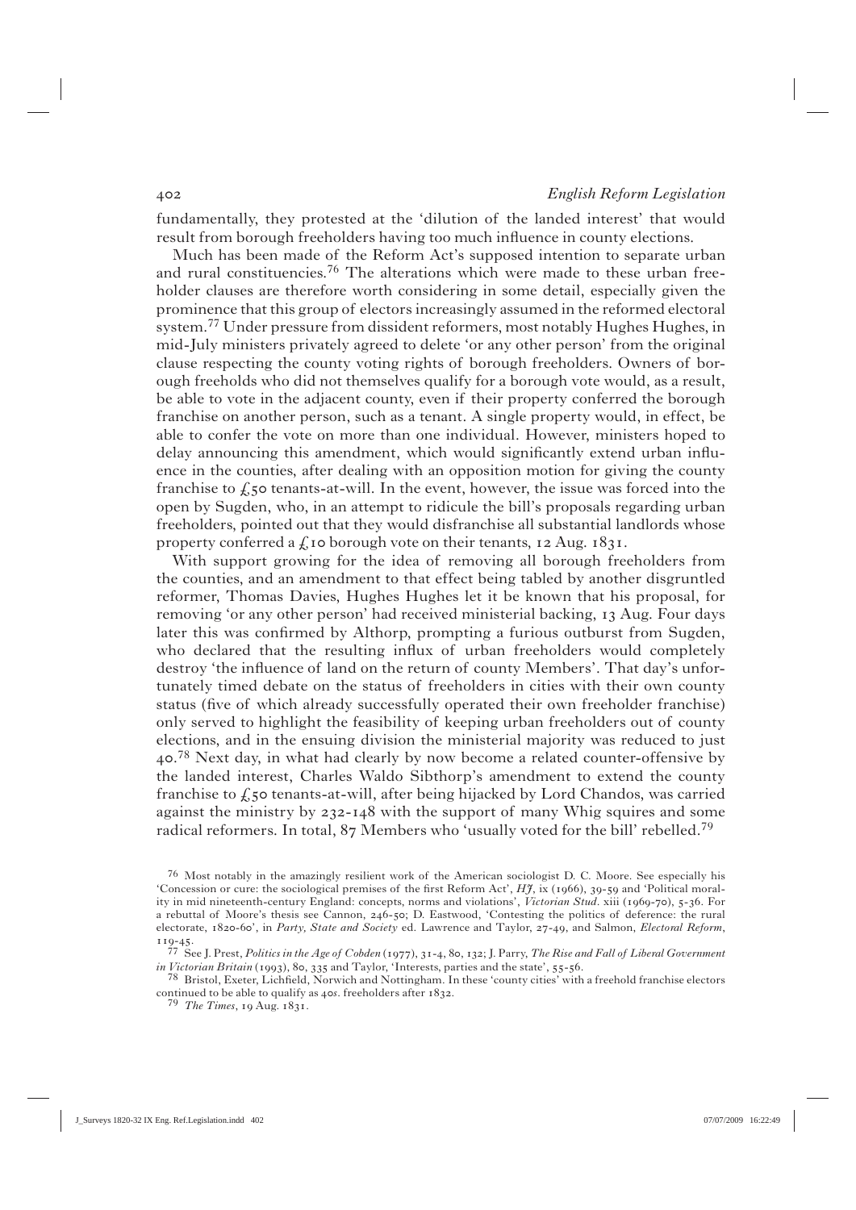fundamentally, they protested at the 'dilution of the landed interest' that would result from borough freeholders having too much influence in county elections.

Much has been made of the Reform Act's supposed intention to separate urban and rural constituencies.[76] The alterations which were made to these urban freeholder clauses are therefore worth considering in some detail, especially given the prominence that this group of electors increasingly assumed in the reformed electoral system.[77] Under pressure from dissident reformers, most notably Hughes Hughes, in mid-July ministers privately agreed to delete 'or any other person' from the original clause respecting the county voting rights of borough freeholders. Owners of borough freeholds who did not themselves qualify for a borough vote would, as a result, be able to vote in the adjacent county, even if their property conferred the borough franchise on another person, such as a tenant. A single property would, in effect, be able to confer the vote on more than one individual. However, ministers hoped to delay announcing this amendment, which would significantly extend urban influence in the counties, after dealing with an opposition motion for giving the county franchise to £50 tenants-at-will. In the event, however, the issue was forced into the open by Sugden, who, in an attempt to ridicule the bill's proposals regarding urban freeholders, pointed out that they would disfranchise all substantial landlords whose property conferred a £10 borough vote on their tenants, 12 Aug. 1831.

With support growing for the idea of removing all borough freeholders from the counties, and an amendment to that effect being tabled by another disgruntled reformer, Thomas Davies, Hughes Hughes let it be known that his proposal, for removing 'or any other person' had received ministerial backing, 13 Aug. Four days later this was confirmed by Althorp, prompting a furious outburst from Sugden, who declared that the resulting influx of urban freeholders would completely destroy 'the influence of land on the return of county Members'. That day's unfortunately timed debate on the status of freeholders in cities with their own county status (five of which already successfully operated their own freeholder franchise) only served to highlight the feasibility of keeping urban freeholders out of county elections, and in the ensuing division the ministerial majority was reduced to just 40.[78] Next day, in what had clearly by now become a related counter-offensive by the landed interest, Charles Waldo Sibthorp's amendment to extend the county franchise to £50 tenants-at-will, after being hijacked by Lord Chandos, was carried against the ministry by 232-148 with the support of many Whig squires and some radical reformers. In total, 87 Members who 'usually voted for the bill' rebelled.[79]

[76] Most notably in the amazingly resilient work of the American sociologist D. C. Moore. See especially his 'Concession or cure: the sociological premises of the first Reform Act', *HJ*, ix (1966), 39-59 and 'Political morality in mid nineteenth-century England: concepts, norms and violations', *Victorian Stud*. xiii (1969-70), 5-36. For a rebuttal of Moore's thesis see Cannon, 246-50; D. Eastwood, 'Contesting the politics of deference: the rural electorate, 1820-60', in *Party, State and Society* ed. Lawrence and Taylor, 27-49, and Salmon, *Electoral Reform*, 119-45.

[77] See J. Prest, *Politics in the Age of Cobden* (1977), 31-4, 80, 132; J. Parry, *The Rise and Fall of Liberal Government in Victorian Britain* (1993), 80, 335 and Taylor, 'Interests, parties and the state', 55-56.

[78] Bristol, Exeter, Lichfield, Norwich and Nottingham. In these 'county cities' with a freehold franchise electors continued to be able to qualify as 40*s*. freeholders after 1832.

[79] *The Times*, 19 Aug. 1831.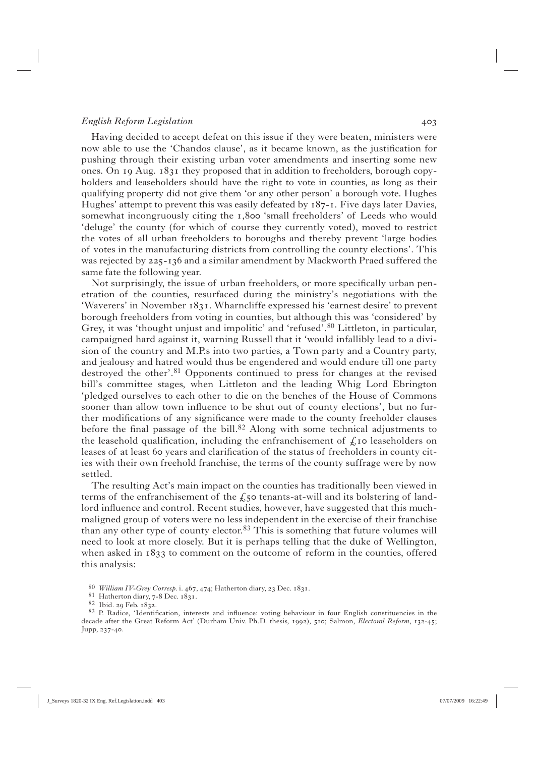Having decided to accept defeat on this issue if they were beaten, ministers were now able to use the 'Chandos clause', as it became known, as the justification for pushing through their existing urban voter amendments and inserting some new ones. On 19 Aug. 1831 they proposed that in addition to freeholders, borough copyholders and leaseholders should have the right to vote in counties, as long as their qualifying property did not give them 'or any other person' a borough vote. Hughes Hughes' attempt to prevent this was easily defeated by 187-1. Five days later Davies, somewhat incongruously citing the 1,800 'small freeholders' of Leeds who would 'deluge' the county (for which of course they currently voted), moved to restrict the votes of all urban freeholders to boroughs and thereby prevent 'large bodies of votes in the manufacturing districts from controlling the county elections'. This was rejected by 225-136 and a similar amendment by Mackworth Praed suffered the same fate the following year.

Not surprisingly, the issue of urban freeholders, or more specifically urban penetration of the counties, resurfaced during the ministry's negotiations with the 'Waverers' in November 1831. Wharncliffe expressed his 'earnest desire' to prevent borough freeholders from voting in counties, but although this was 'considered' by Grey, it was 'thought unjust and impolitic' and 'refused'.[80] Littleton, in particular, campaigned hard against it, warning Russell that it 'would infallibly lead to a division of the country and M.P.s into two parties, a Town party and a Country party, and jealousy and hatred would thus be engendered and would endure till one party destroyed the other'.[81] Opponents continued to press for changes at the revised bill's committee stages, when Littleton and the leading Whig Lord Ebrington 'pledged ourselves to each other to die on the benches of the House of Commons sooner than allow town influence to be shut out of county elections', but no further modifications of any significance were made to the county freeholder clauses before the final passage of the bill.[82] Along with some technical adjustments to the leasehold qualification, including the enfranchisement of £10 leaseholders on leases of at least 60 years and clarification of the status of freeholders in county cities with their own freehold franchise, the terms of the county suffrage were by now settled.

The resulting Act's main impact on the counties has traditionally been viewed in terms of the enfranchisement of the £50 tenants-at-will and its bolstering of landlord influence and control. Recent studies, however, have suggested that this much-maligned group of voters were no less independent in the exercise of their franchise than any other type of county elector.[83] This is something that future volumes will need to look at more closely. But it is perhaps telling that the duke of Wellington, when asked in 1833 to comment on the outcome of reform in the counties, offered this analysis:

---

[80] *William IV-Grey Corresp.* i. 467, 474; Hatherton diary, 23 Dec. 1831.

[81] Hatherton diary, 7-8 Dec. 1831.

[82] Ibid. 29 Feb. 1832.

[83] P. Radice, 'Identification, interests and influence: voting behaviour in four English constituencies in the decade after the Great Reform Act' (Durham Univ. Ph.D. thesis, 1992), 510; Salmon, *Electoral Reform*, 132-45; Jupp, 237-40.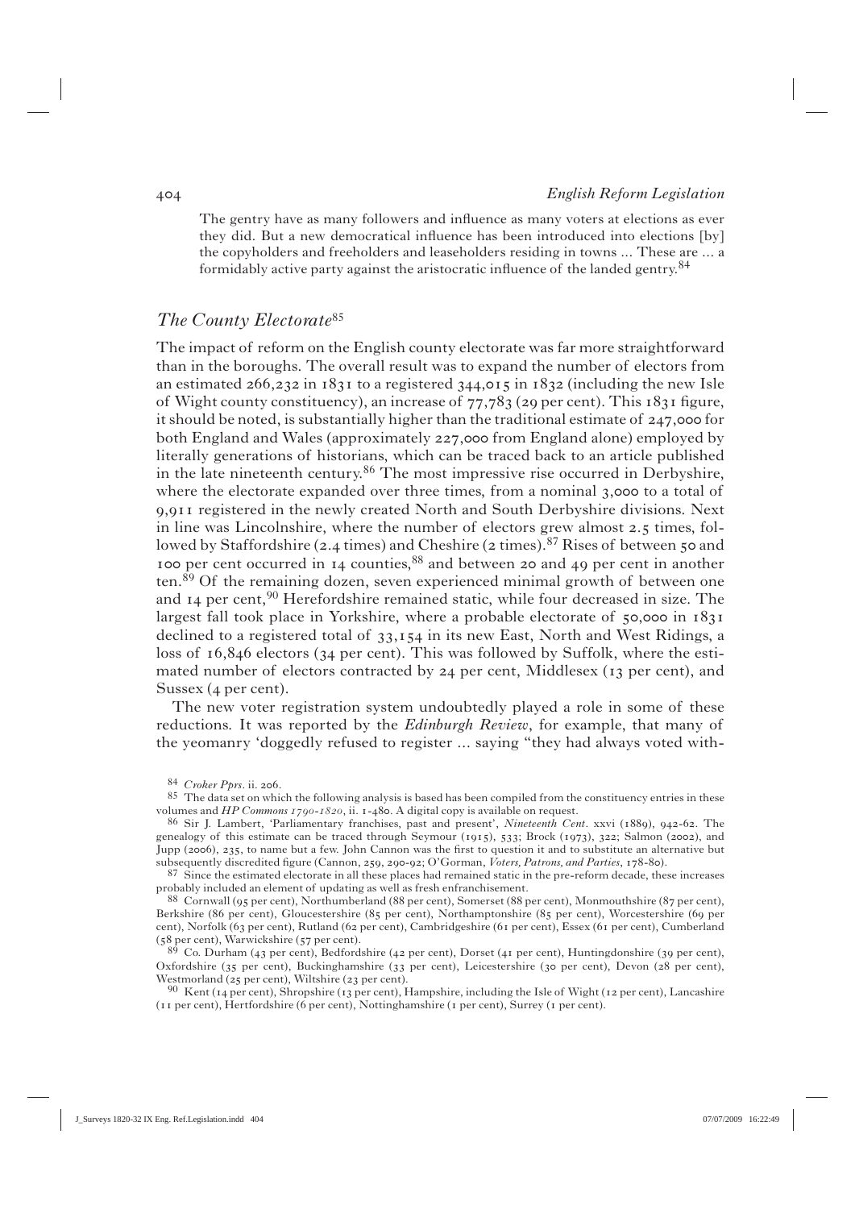The gentry have as many followers and influence as many voters at elections as ever they did. But a new democratical influence has been introduced into elections [by] the copyholders and freeholders and leaseholders residing in towns ... These are ... a formidably active party against the aristocratic influence of the landed gentry.[84]

## *The County Electorate*[85]

The impact of reform on the English county electorate was far more straightforward than in the boroughs. The overall result was to expand the number of electors from an estimated 266,232 in 1831 to a registered 344,015 in 1832 (including the new Isle of Wight county constituency), an increase of 77,783 (29 per cent). This 1831 figure, it should be noted, is substantially higher than the traditional estimate of 247,000 for both England and Wales (approximately 227,000 from England alone) employed by literally generations of historians, which can be traced back to an article published in the late nineteenth century.[86] The most impressive rise occurred in Derbyshire, where the electorate expanded over three times, from a nominal 3,000 to a total of 9,911 registered in the newly created North and South Derbyshire divisions. Next in line was Lincolnshire, where the number of electors grew almost 2.5 times, followed by Staffordshire (2.4 times) and Cheshire (2 times).[87] Rises of between 50 and 100 per cent occurred in 14 counties,[88] and between 20 and 49 per cent in another ten.[89] Of the remaining dozen, seven experienced minimal growth of between one and 14 per cent,[90] Herefordshire remained static, while four decreased in size. The largest fall took place in Yorkshire, where a probable electorate of 50,000 in 1831 declined to a registered total of 33,154 in its new East, North and West Ridings, a loss of 16,846 electors (34 per cent). This was followed by Suffolk, where the estimated number of electors contracted by 24 per cent, Middlesex (13 per cent), and Sussex (4 per cent).

The new voter registration system undoubtedly played a role in some of these reductions. It was reported by the *Edinburgh Review*, for example, that many of the yeomanry 'doggedly refused to register ... saying "they had always voted with-

---

[84] *Croker Pprs*. ii. 206.

[85] The data set on which the following analysis is based has been compiled from the constituency entries in these volumes and *HP Commons 1790-1820*, ii. 1-480. A digital copy is available on request.

[86] Sir J. Lambert, 'Parliamentary franchises, past and present', *Nineteenth Cent*. xxvi (1889), 942-62. The genealogy of this estimate can be traced through Seymour (1915), 533; Brock (1973), 322; Salmon (2002), and Jupp (2006), 235, to name but a few. John Cannon was the first to question it and to substitute an alternative but subsequently discredited figure (Cannon, 259, 290-92; O'Gorman, *Voters, Patrons, and Parties*, 178-80).

[87] Since the estimated electorate in all these places had remained static in the pre-reform decade, these increases probably included an element of updating as well as fresh enfranchisement.

[88] Cornwall (95 per cent), Northumberland (88 per cent), Somerset (88 per cent), Monmouthshire (87 per cent), Berkshire (86 per cent), Gloucestershire (85 per cent), Northamptonshire (85 per cent), Worcestershire (69 per cent), Norfolk (63 per cent), Rutland (62 per cent), Cambridgeshire (61 per cent), Essex (61 per cent), Cumberland (58 per cent), Warwickshire (57 per cent).

[89] Co. Durham (43 per cent), Bedfordshire (42 per cent), Dorset (41 per cent), Huntingdonshire (39 per cent), Oxfordshire (35 per cent), Buckinghamshire (33 per cent), Leicestershire (30 per cent), Devon (28 per cent), Westmorland (25 per cent), Wiltshire (23 per cent).

[90] Kent (14 per cent), Shropshire (13 per cent), Hampshire, including the Isle of Wight (12 per cent), Lancashire (11 per cent), Hertfordshire (6 per cent), Nottinghamshire (1 per cent), Surrey (1 per cent).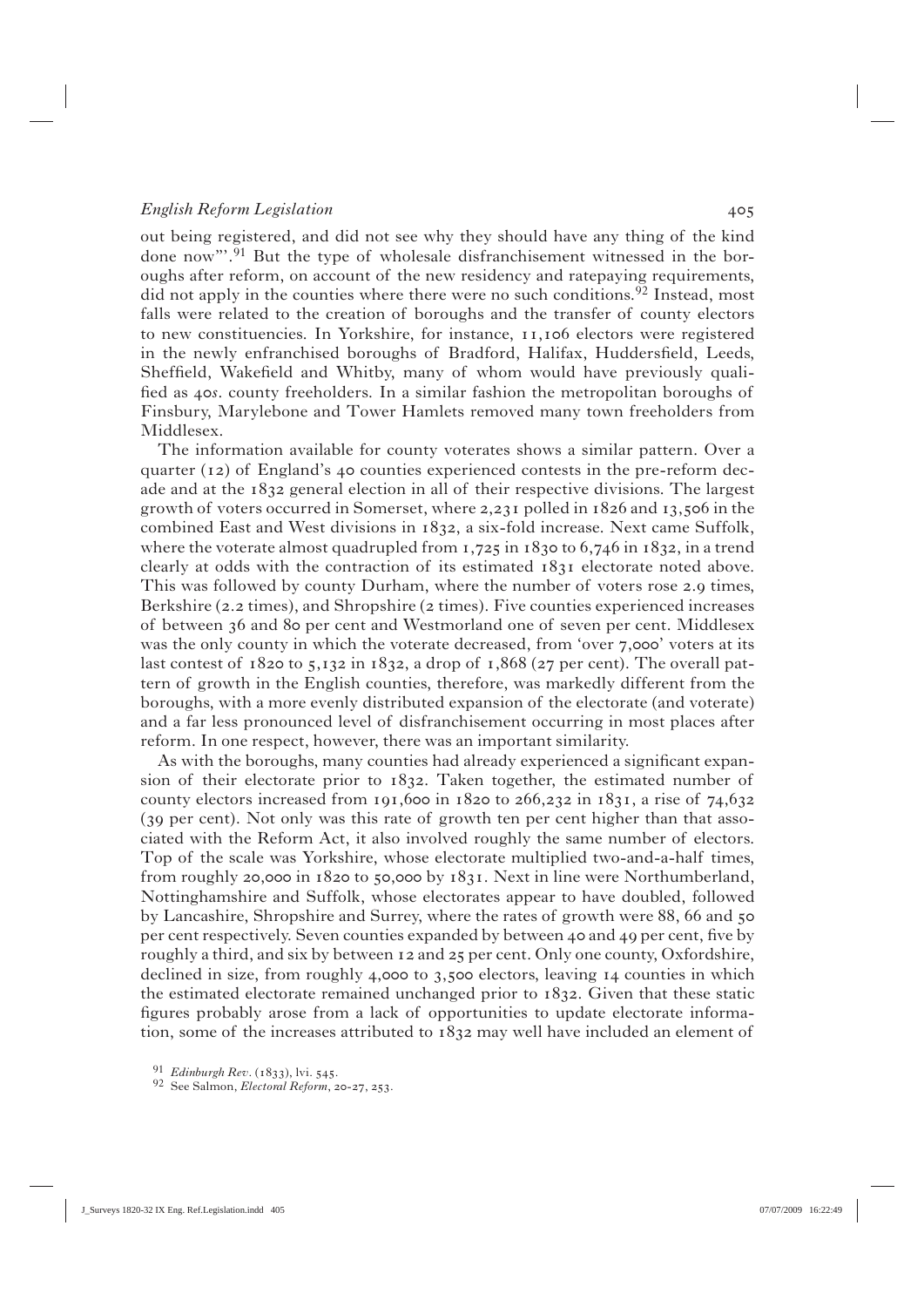out being registered, and did not see why they should have any thing of the kind done now'".[91] But the type of wholesale disfranchisement witnessed in the boroughs after reform, on account of the new residency and ratepaying requirements, did not apply in the counties where there were no such conditions.[92] Instead, most falls were related to the creation of boroughs and the transfer of county electors to new constituencies. In Yorkshire, for instance, 11,106 electors were registered in the newly enfranchised boroughs of Bradford, Halifax, Huddersfield, Leeds, Sheffield, Wakefield and Whitby, many of whom would have previously qualified as 40*s*. county freeholders. In a similar fashion the metropolitan boroughs of Finsbury, Marylebone and Tower Hamlets removed many town freeholders from Middlesex.

The information available for county voterates shows a similar pattern. Over a quarter (12) of England's 40 counties experienced contests in the pre-reform decade and at the 1832 general election in all of their respective divisions. The largest growth of voters occurred in Somerset, where 2,231 polled in 1826 and 13,506 in the combined East and West divisions in 1832, a six-fold increase. Next came Suffolk, where the voterate almost quadrupled from 1,725 in 1830 to 6,746 in 1832, in a trend clearly at odds with the contraction of its estimated 1831 electorate noted above. This was followed by county Durham, where the number of voters rose 2.9 times, Berkshire (2.2 times), and Shropshire (2 times). Five counties experienced increases of between 36 and 80 per cent and Westmorland one of seven per cent. Middlesex was the only county in which the voterate decreased, from 'over 7,000' voters at its last contest of 1820 to 5,132 in 1832, a drop of 1,868 (27 per cent). The overall pattern of growth in the English counties, therefore, was markedly different from the boroughs, with a more evenly distributed expansion of the electorate (and voterate) and a far less pronounced level of disfranchisement occurring in most places after reform. In one respect, however, there was an important similarity.

As with the boroughs, many counties had already experienced a significant expansion of their electorate prior to 1832. Taken together, the estimated number of county electors increased from 191,600 in 1820 to 266,232 in 1831, a rise of 74,632 (39 per cent). Not only was this rate of growth ten per cent higher than that associated with the Reform Act, it also involved roughly the same number of electors. Top of the scale was Yorkshire, whose electorate multiplied two-and-a-half times, from roughly 20,000 in 1820 to 50,000 by 1831. Next in line were Northumberland, Nottinghamshire and Suffolk, whose electorates appear to have doubled, followed by Lancashire, Shropshire and Surrey, where the rates of growth were 88, 66 and 50 per cent respectively. Seven counties expanded by between 40 and 49 per cent, five by roughly a third, and six by between 12 and 25 per cent. Only one county, Oxfordshire, declined in size, from roughly 4,000 to 3,500 electors, leaving 14 counties in which the estimated electorate remained unchanged prior to 1832. Given that these static figures probably arose from a lack of opportunities to update electorate information, some of the increases attributed to 1832 may well have included an element of

[91] *Edinburgh Rev.* (1833), lvi. 545.

[92] See Salmon, *Electoral Reform*, 20-27, 253.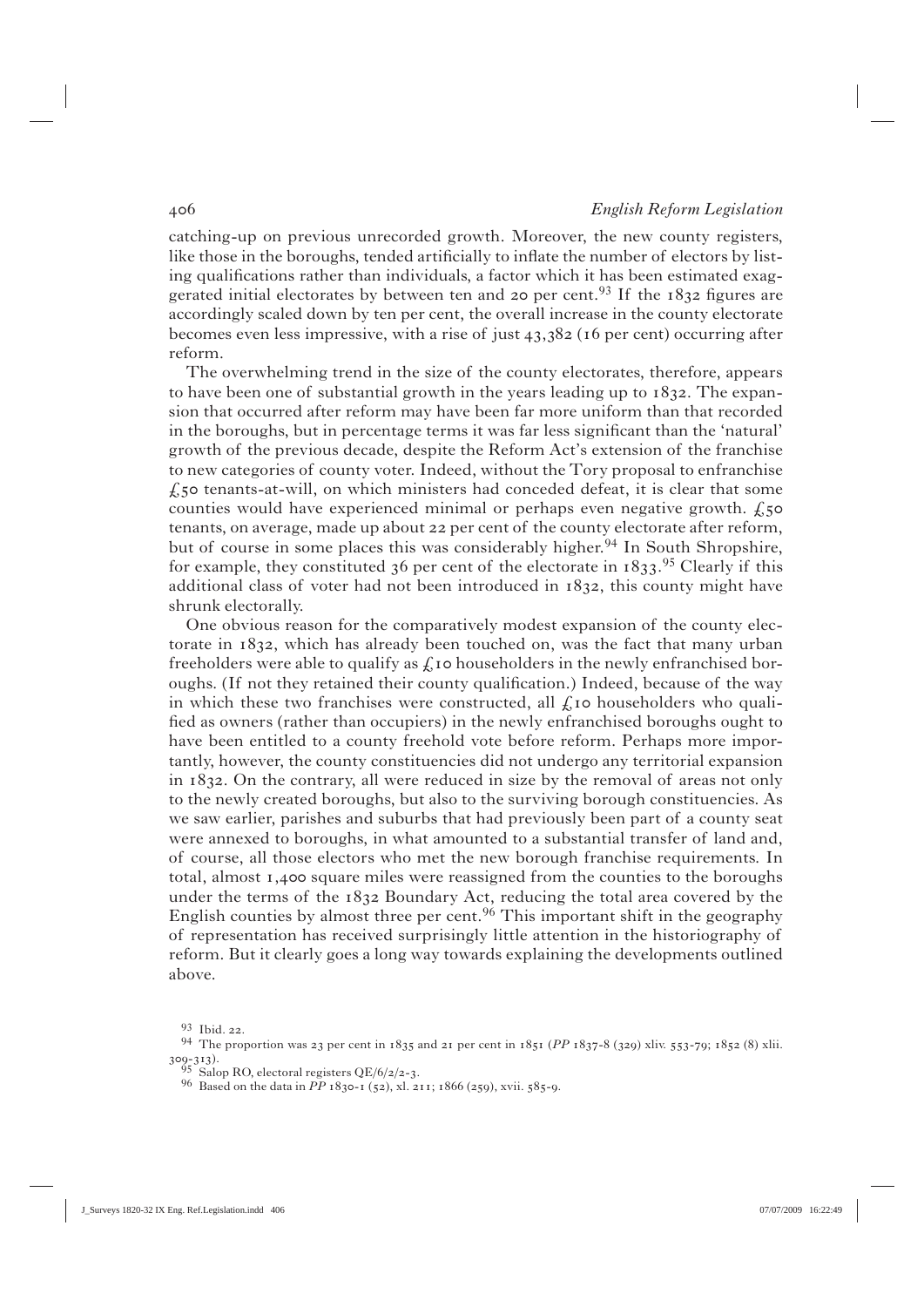catching-up on previous unrecorded growth. Moreover, the new county registers, like those in the boroughs, tended artificially to inflate the number of electors by listing qualifications rather than individuals, a factor which it has been estimated exaggerated initial electorates by between ten and 20 per cent.[93] If the 1832 figures are accordingly scaled down by ten per cent, the overall increase in the county electorate becomes even less impressive, with a rise of just 43,382 (16 per cent) occurring after reform.

The overwhelming trend in the size of the county electorates, therefore, appears to have been one of substantial growth in the years leading up to 1832. The expansion that occurred after reform may have been far more uniform than that recorded in the boroughs, but in percentage terms it was far less significant than the 'natural' growth of the previous decade, despite the Reform Act's extension of the franchise to new categories of county voter. Indeed, without the Tory proposal to enfranchise £50 tenants-at-will, on which ministers had conceded defeat, it is clear that some counties would have experienced minimal or perhaps even negative growth. £50 tenants, on average, made up about 22 per cent of the county electorate after reform, but of course in some places this was considerably higher.[94] In South Shropshire, for example, they constituted 36 per cent of the electorate in 1833.[95] Clearly if this additional class of voter had not been introduced in 1832, this county might have shrunk electorally.

One obvious reason for the comparatively modest expansion of the county electorate in 1832, which has already been touched on, was the fact that many urban freeholders were able to qualify as £10 householders in the newly enfranchised boroughs. (If not they retained their county qualification.) Indeed, because of the way in which these two franchises were constructed, all £10 householders who qualified as owners (rather than occupiers) in the newly enfranchised boroughs ought to have been entitled to a county freehold vote before reform. Perhaps more importantly, however, the county constituencies did not undergo any territorial expansion in 1832. On the contrary, all were reduced in size by the removal of areas not only to the newly created boroughs, but also to the surviving borough constituencies. As we saw earlier, parishes and suburbs that had previously been part of a county seat were annexed to boroughs, in what amounted to a substantial transfer of land and, of course, all those electors who met the new borough franchise requirements. In total, almost 1,400 square miles were reassigned from the counties to the boroughs under the terms of the 1832 Boundary Act, reducing the total area covered by the English counties by almost three per cent.[96] This important shift in the geography of representation has received surprisingly little attention in the historiography of reform. But it clearly goes a long way towards explaining the developments outlined above.

---

[93] Ibid. 22.

[94] The proportion was 23 per cent in 1835 and 21 per cent in 1851 (*PP* 1837-8 (329) xliv. 553-79; 1852 (8) xlii. 309-313).

[95] Salop RO, electoral registers QE/6/2/2-3.

[96] Based on the data in *PP* 1830-1 (52), xl. 211; 1866 (259), xvii. 585-9.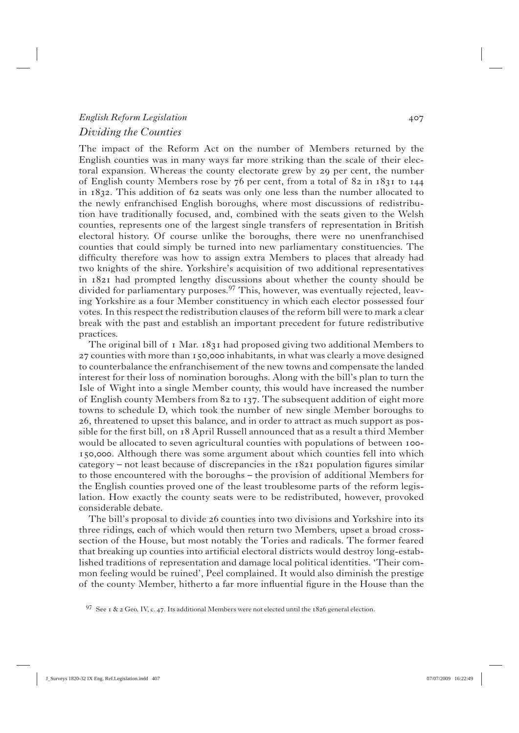*Dividing the Counties*

The impact of the Reform Act on the number of Members returned by the English counties was in many ways far more striking than the scale of their electoral expansion. Whereas the county electorate grew by 29 per cent, the number of English county Members rose by 76 per cent, from a total of 82 in 1831 to 144 in 1832. This addition of 62 seats was only one less than the number allocated to the newly enfranchised English boroughs, where most discussions of redistribution have traditionally focused, and, combined with the seats given to the Welsh counties, represents one of the largest single transfers of representation in British electoral history. Of course unlike the boroughs, there were no unenfranchised counties that could simply be turned into new parliamentary constituencies. The difficulty therefore was how to assign extra Members to places that already had two knights of the shire. Yorkshire's acquisition of two additional representatives in 1821 had prompted lengthy discussions about whether the county should be divided for parliamentary purposes.[97] This, however, was eventually rejected, leaving Yorkshire as a four Member constituency in which each elector possessed four votes. In this respect the redistribution clauses of the reform bill were to mark a clear break with the past and establish an important precedent for future redistributive practices.

The original bill of 1 Mar. 1831 had proposed giving two additional Members to 27 counties with more than 150,000 inhabitants, in what was clearly a move designed to counterbalance the enfranchisement of the new towns and compensate the landed interest for their loss of nomination boroughs. Along with the bill's plan to turn the Isle of Wight into a single Member county, this would have increased the number of English county Members from 82 to 137. The subsequent addition of eight more towns to schedule D, which took the number of new single Member boroughs to 26, threatened to upset this balance, and in order to attract as much support as possible for the first bill, on 18 April Russell announced that as a result a third Member would be allocated to seven agricultural counties with populations of between 100-150,000. Although there was some argument about which counties fell into which category – not least because of discrepancies in the 1821 population figures similar to those encountered with the boroughs – the provision of additional Members for the English counties proved one of the least troublesome parts of the reform legislation. How exactly the county seats were to be redistributed, however, provoked considerable debate.

The bill's proposal to divide 26 counties into two divisions and Yorkshire into its three ridings, each of which would then return two Members, upset a broad cross-section of the House, but most notably the Tories and radicals. The former feared that breaking up counties into artificial electoral districts would destroy long-established traditions of representation and damage local political identities. 'Their common feeling would be ruined', Peel complained. It would also diminish the prestige of the county Member, hitherto a far more influential figure in the House than the

[97] See 1 & 2 Geo. IV, c. 47. Its additional Members were not elected until the 1826 general election.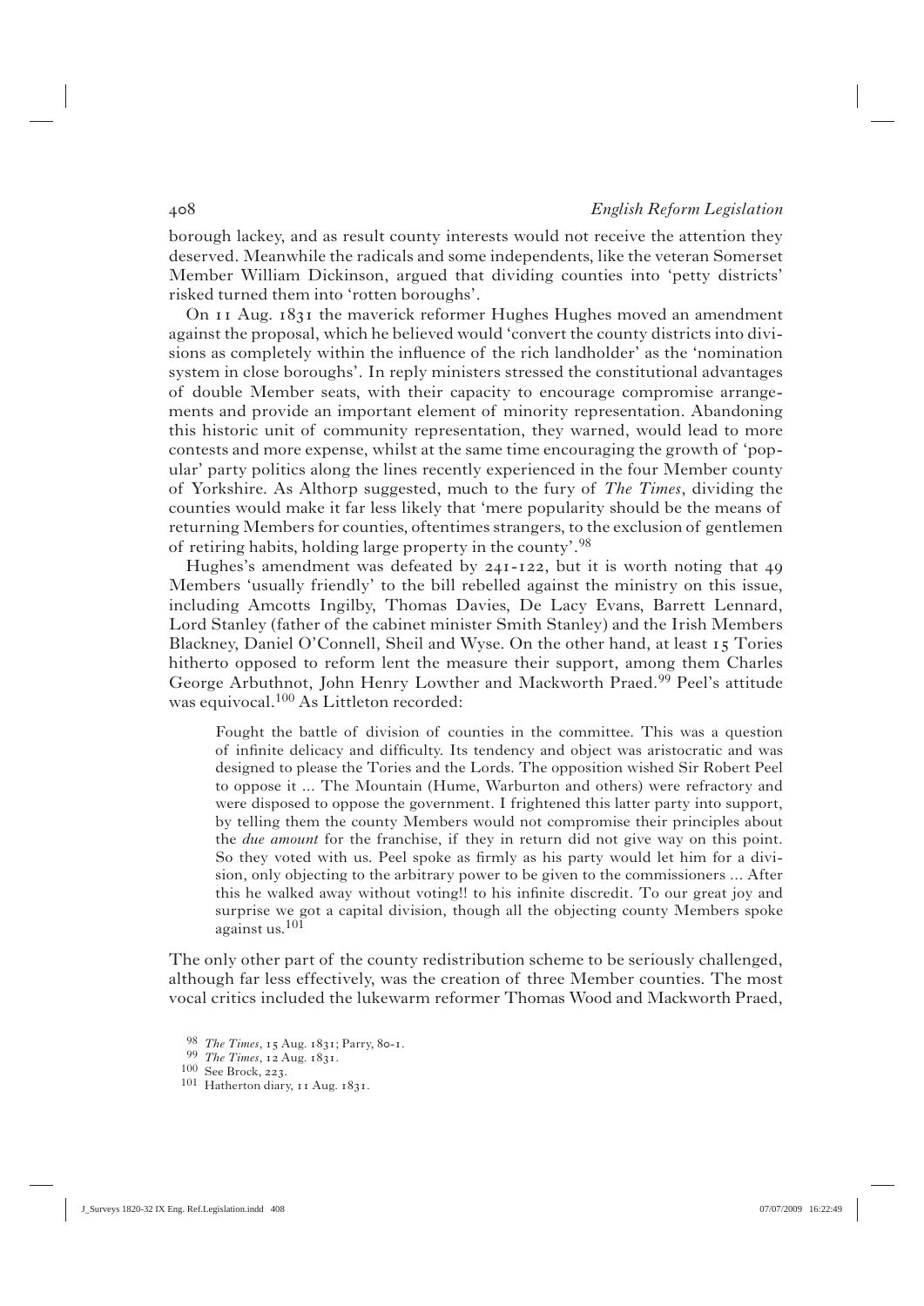borough lackey, and as result county interests would not receive the attention they deserved. Meanwhile the radicals and some independents, like the veteran Somerset Member William Dickinson, argued that dividing counties into 'petty districts' risked turned them into 'rotten boroughs'.

On 11 Aug. 1831 the maverick reformer Hughes Hughes moved an amendment against the proposal, which he believed would 'convert the county districts into divisions as completely within the influence of the rich landholder' as the 'nomination system in close boroughs'. In reply ministers stressed the constitutional advantages of double Member seats, with their capacity to encourage compromise arrangements and provide an important element of minority representation. Abandoning this historic unit of community representation, they warned, would lead to more contests and more expense, whilst at the same time encouraging the growth of 'popular' party politics along the lines recently experienced in the four Member county of Yorkshire. As Althorp suggested, much to the fury of *The Times*, dividing the counties would make it far less likely that 'mere popularity should be the means of returning Members for counties, oftentimes strangers, to the exclusion of gentlemen of retiring habits, holding large property in the county'.[98]

Hughes's amendment was defeated by 241-122, but it is worth noting that 49 Members 'usually friendly' to the bill rebelled against the ministry on this issue, including Amcotts Ingilby, Thomas Davies, De Lacy Evans, Barrett Lennard, Lord Stanley (father of the cabinet minister Smith Stanley) and the Irish Members Blackney, Daniel O'Connell, Sheil and Wyse. On the other hand, at least 15 Tories hitherto opposed to reform lent the measure their support, among them Charles George Arbuthnot, John Henry Lowther and Mackworth Praed.[99] Peel's attitude was equivocal.[100] As Littleton recorded:

> Fought the battle of division of counties in the committee. This was a question of infinite delicacy and difficulty. Its tendency and object was aristocratic and was designed to please the Tories and the Lords. The opposition wished Sir Robert Peel to oppose it ... The Mountain (Hume, Warburton and others) were refractory and were disposed to oppose the government. I frightened this latter party into support, by telling them the county Members would not compromise their principles about the *due amount* for the franchise, if they in return did not give way on this point. So they voted with us. Peel spoke as firmly as his party would let him for a division, only objecting to the arbitrary power to be given to the commissioners ... After this he walked away without voting!! to his infinite discredit. To our great joy and surprise we got a capital division, though all the objecting county Members spoke against us.[101]

The only other part of the county redistribution scheme to be seriously challenged, although far less effectively, was the creation of three Member counties. The most vocal critics included the lukewarm reformer Thomas Wood and Mackworth Praed,

---

[98] *The Times*, 15 Aug. 1831; Parry, 80-1.

[99] *The Times*, 12 Aug. 1831.

[100] See Brock, 223.

[101] Hatherton diary, 11 Aug. 1831.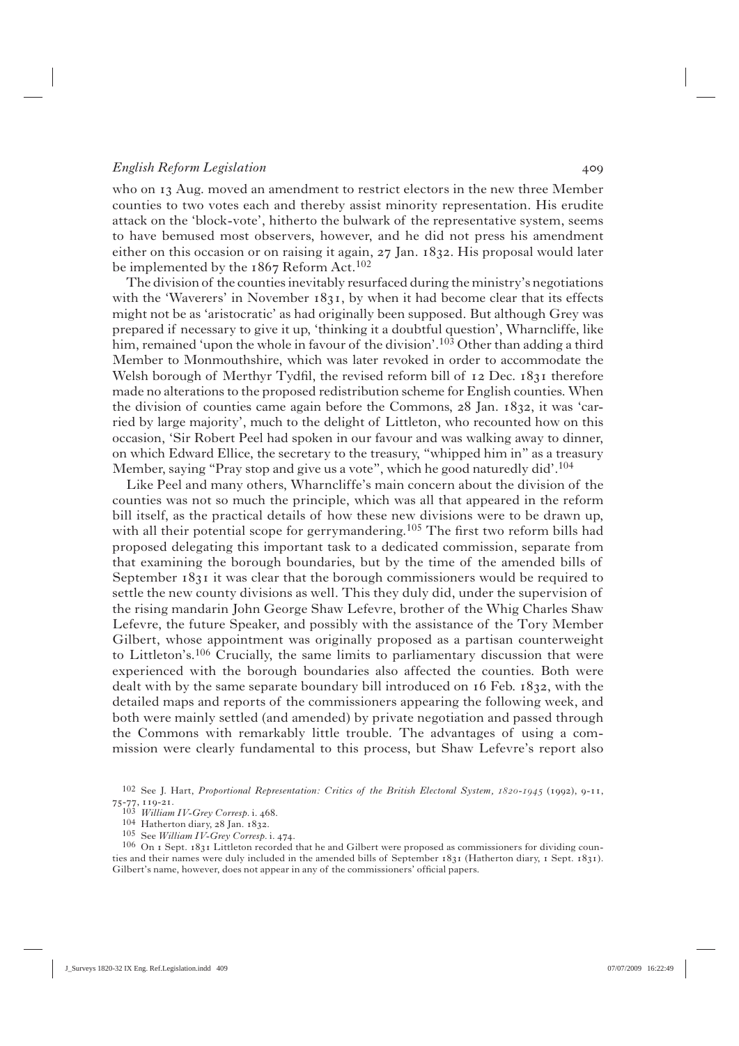who on 13 Aug. moved an amendment to restrict electors in the new three Member counties to two votes each and thereby assist minority representation. His erudite attack on the 'block-vote', hitherto the bulwark of the representative system, seems to have bemused most observers, however, and he did not press his amendment either on this occasion or on raising it again, 27 Jan. 1832. His proposal would later be implemented by the 1867 Reform Act.[102]

The division of the counties inevitably resurfaced during the ministry's negotiations with the 'Waverers' in November 1831, by when it had become clear that its effects might not be as 'aristocratic' as had originally been supposed. But although Grey was prepared if necessary to give it up, 'thinking it a doubtful question', Wharncliffe, like him, remained 'upon the whole in favour of the division'.[103] Other than adding a third Member to Monmouthshire, which was later revoked in order to accommodate the Welsh borough of Merthyr Tydfil, the revised reform bill of 12 Dec. 1831 therefore made no alterations to the proposed redistribution scheme for English counties. When the division of counties came again before the Commons, 28 Jan. 1832, it was 'carried by large majority', much to the delight of Littleton, who recounted how on this occasion, 'Sir Robert Peel had spoken in our favour and was walking away to dinner, on which Edward Ellice, the secretary to the treasury, "whipped him in" as a treasury Member, saying "Pray stop and give us a vote", which he good naturedly did'.[104]

Like Peel and many others, Wharncliffe's main concern about the division of the counties was not so much the principle, which was all that appeared in the reform bill itself, as the practical details of how these new divisions were to be drawn up, with all their potential scope for gerrymandering.[105] The first two reform bills had proposed delegating this important task to a dedicated commission, separate from that examining the borough boundaries, but by the time of the amended bills of September 1831 it was clear that the borough commissioners would be required to settle the new county divisions as well. This they duly did, under the supervision of the rising mandarin John George Shaw Lefevre, brother of the Whig Charles Shaw Lefevre, the future Speaker, and possibly with the assistance of the Tory Member Gilbert, whose appointment was originally proposed as a partisan counterweight to Littleton's.[106] Crucially, the same limits to parliamentary discussion that were experienced with the borough boundaries also affected the counties. Both were dealt with by the same separate boundary bill introduced on 16 Feb. 1832, with the detailed maps and reports of the commissioners appearing the following week, and both were mainly settled (and amended) by private negotiation and passed through the Commons with remarkably little trouble. The advantages of using a commission were clearly fundamental to this process, but Shaw Lefevre's report also

---

[102] See J. Hart, *Proportional Representation: Critics of the British Electoral System, 1820-1945* (1992), 9-11, 75-77, 119-21.

[103] *William IV-Grey Corresp.* i. 468.

[104] Hatherton diary, 28 Jan. 1832.

[105] See *William IV-Grey Corresp.* i. 474.

[106] On 1 Sept. 1831 Littleton recorded that he and Gilbert were proposed as commissioners for dividing counties and their names were duly included in the amended bills of September 1831 (Hatherton diary, 1 Sept. 1831). Gilbert's name, however, does not appear in any of the commissioners' official papers.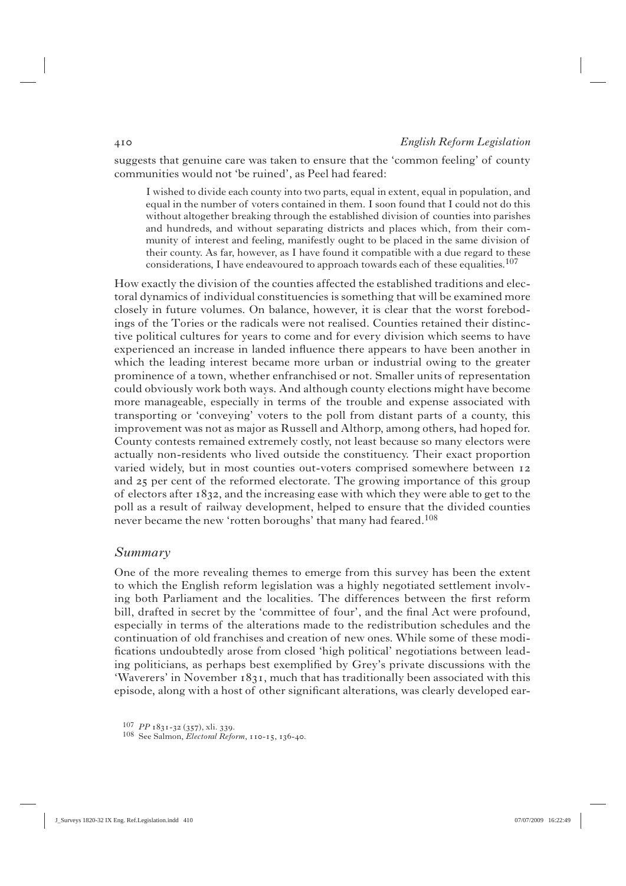suggests that genuine care was taken to ensure that the 'common feeling' of county communities would not 'be ruined', as Peel had feared:

> I wished to divide each county into two parts, equal in extent, equal in population, and equal in the number of voters contained in them. I soon found that I could not do this without altogether breaking through the established division of counties into parishes and hundreds, and without separating districts and places which, from their community of interest and feeling, manifestly ought to be placed in the same division of their county. As far, however, as I have found it compatible with a due regard to these considerations, I have endeavoured to approach towards each of these equalities.[107]

How exactly the division of the counties affected the established traditions and electoral dynamics of individual constituencies is something that will be examined more closely in future volumes. On balance, however, it is clear that the worst forebodings of the Tories or the radicals were not realised. Counties retained their distinctive political cultures for years to come and for every division which seems to have experienced an increase in landed influence there appears to have been another in which the leading interest became more urban or industrial owing to the greater prominence of a town, whether enfranchised or not. Smaller units of representation could obviously work both ways. And although county elections might have become more manageable, especially in terms of the trouble and expense associated with transporting or 'conveying' voters to the poll from distant parts of a county, this improvement was not as major as Russell and Althorp, among others, had hoped for. County contests remained extremely costly, not least because so many electors were actually non-residents who lived outside the constituency. Their exact proportion varied widely, but in most counties out-voters comprised somewhere between 12 and 25 per cent of the reformed electorate. The growing importance of this group of electors after 1832, and the increasing ease with which they were able to get to the poll as a result of railway development, helped to ensure that the divided counties never became the new 'rotten boroughs' that many had feared.[108]

## *Summary*

One of the more revealing themes to emerge from this survey has been the extent to which the English reform legislation was a highly negotiated settlement involving both Parliament and the localities. The differences between the first reform bill, drafted in secret by the 'committee of four', and the final Act were profound, especially in terms of the alterations made to the redistribution schedules and the continuation of old franchises and creation of new ones. While some of these modifications undoubtedly arose from closed 'high political' negotiations between leading politicians, as perhaps best exemplified by Grey's private discussions with the 'Waverers' in November 1831, much that has traditionally been associated with this episode, along with a host of other significant alterations, was clearly developed ear-

[107] *PP* 1831-32 (357), xli. 339.

[108] See Salmon, *Electoral Reform*, 110-15, 136-40.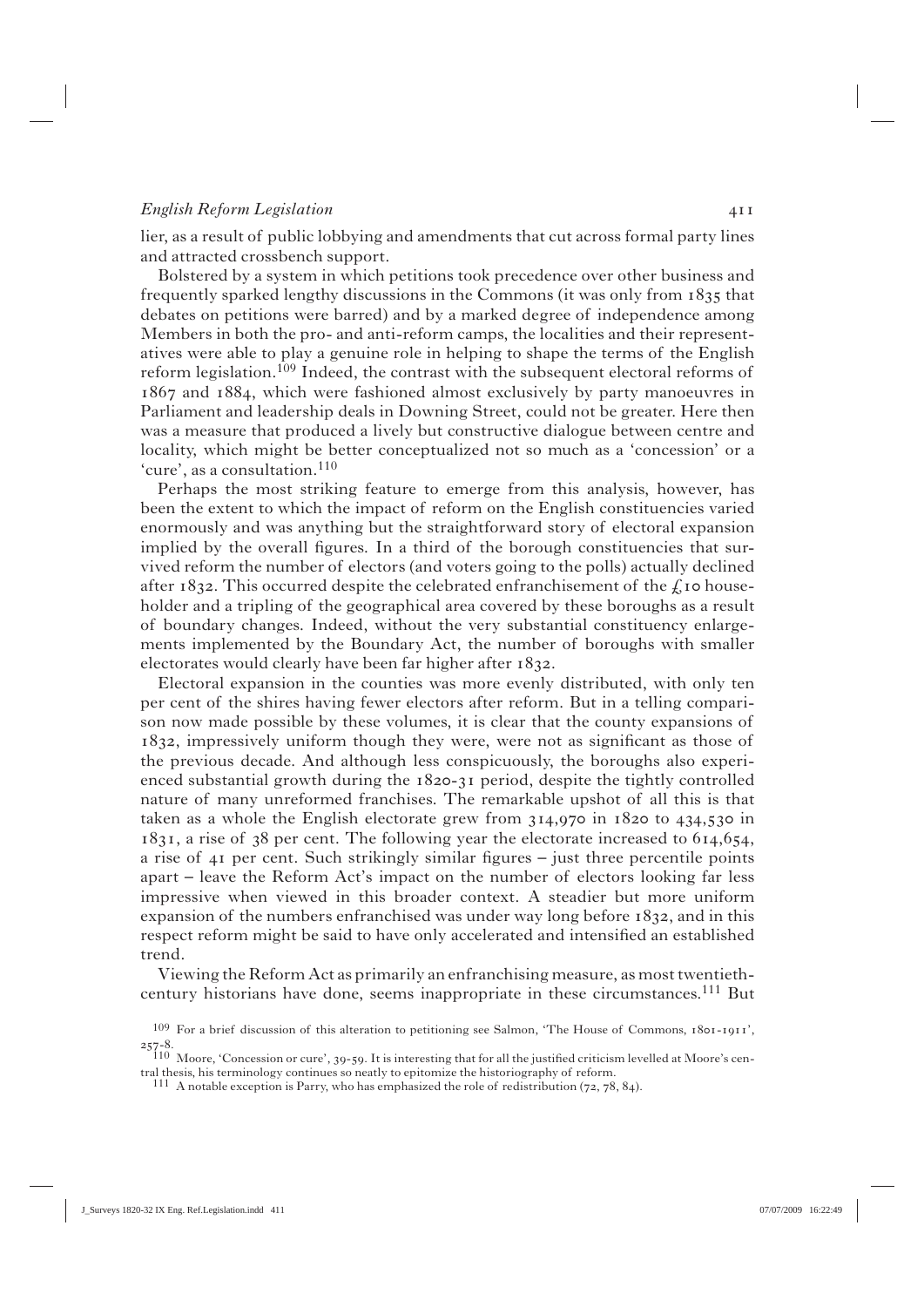lier, as a result of public lobbying and amendments that cut across formal party lines and attracted crossbench support.

Bolstered by a system in which petitions took precedence over other business and frequently sparked lengthy discussions in the Commons (it was only from 1835 that debates on petitions were barred) and by a marked degree of independence among Members in both the pro- and anti-reform camps, the localities and their representatives were able to play a genuine role in helping to shape the terms of the English reform legislation.[109] Indeed, the contrast with the subsequent electoral reforms of 1867 and 1884, which were fashioned almost exclusively by party manoeuvres in Parliament and leadership deals in Downing Street, could not be greater. Here then was a measure that produced a lively but constructive dialogue between centre and locality, which might be better conceptualized not so much as a 'concession' or a 'cure', as a consultation.[110]

Perhaps the most striking feature to emerge from this analysis, however, has been the extent to which the impact of reform on the English constituencies varied enormously and was anything but the straightforward story of electoral expansion implied by the overall figures. In a third of the borough constituencies that survived reform the number of electors (and voters going to the polls) actually declined after 1832. This occurred despite the celebrated enfranchisement of the £10 householder and a tripling of the geographical area covered by these boroughs as a result of boundary changes. Indeed, without the very substantial constituency enlargements implemented by the Boundary Act, the number of boroughs with smaller electorates would clearly have been far higher after 1832.

Electoral expansion in the counties was more evenly distributed, with only ten per cent of the shires having fewer electors after reform. But in a telling comparison now made possible by these volumes, it is clear that the county expansions of 1832, impressively uniform though they were, were not as significant as those of the previous decade. And although less conspicuously, the boroughs also experienced substantial growth during the 1820-31 period, despite the tightly controlled nature of many unreformed franchises. The remarkable upshot of all this is that taken as a whole the English electorate grew from 314,970 in 1820 to 434,530 in 1831, a rise of 38 per cent. The following year the electorate increased to 614,654, a rise of 41 per cent. Such strikingly similar figures – just three percentile points apart – leave the Reform Act's impact on the number of electors looking far less impressive when viewed in this broader context. A steadier but more uniform expansion of the numbers enfranchised was under way long before 1832, and in this respect reform might be said to have only accelerated and intensified an established trend.

Viewing the Reform Act as primarily an enfranchising measure, as most twentieth-century historians have done, seems inappropriate in these circumstances.[111] But

---

[109] For a brief discussion of this alteration to petitioning see Salmon, 'The House of Commons, 1801-1911', 257-8.

[110] Moore, 'Concession or cure', 39-59. It is interesting that for all the justified criticism levelled at Moore's central thesis, his terminology continues so neatly to epitomize the historiography of reform.

[111] A notable exception is Parry, who has emphasized the role of redistribution (72, 78, 84).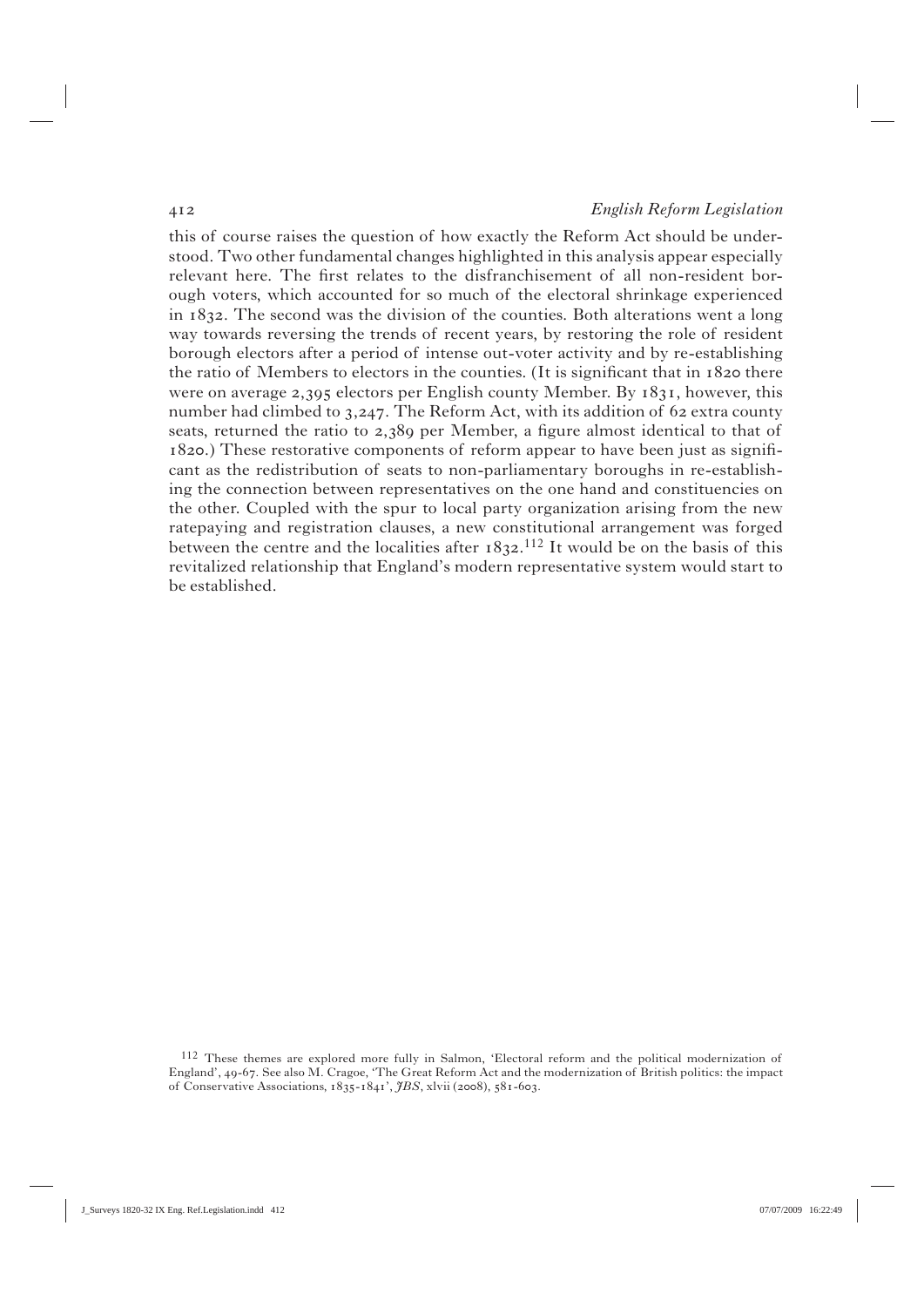this of course raises the question of how exactly the Reform Act should be understood. Two other fundamental changes highlighted in this analysis appear especially relevant here. The first relates to the disfranchisement of all non-resident borough voters, which accounted for so much of the electoral shrinkage experienced in 1832. The second was the division of the counties. Both alterations went a long way towards reversing the trends of recent years, by restoring the role of resident borough electors after a period of intense out-voter activity and by re-establishing the ratio of Members to electors in the counties. (It is significant that in 1820 there were on average 2,395 electors per English county Member. By 1831, however, this number had climbed to 3,247. The Reform Act, with its addition of 62 extra county seats, returned the ratio to 2,389 per Member, a figure almost identical to that of 1820.) These restorative components of reform appear to have been just as significant as the redistribution of seats to non-parliamentary boroughs in re-establishing the connection between representatives on the one hand and constituencies on the other. Coupled with the spur to local party organization arising from the new ratepaying and registration clauses, a new constitutional arrangement was forged between the centre and the localities after 1832.[112] It would be on the basis of this revitalized relationship that England's modern representative system would start to be established.

[112] These themes are explored more fully in Salmon, 'Electoral reform and the political modernization of England', 49-67. See also M. Cragoe, 'The Great Reform Act and the modernization of British politics: the impact of Conservative Associations, 1835-1841', *JBS*, xlvii (2008), 581-603.